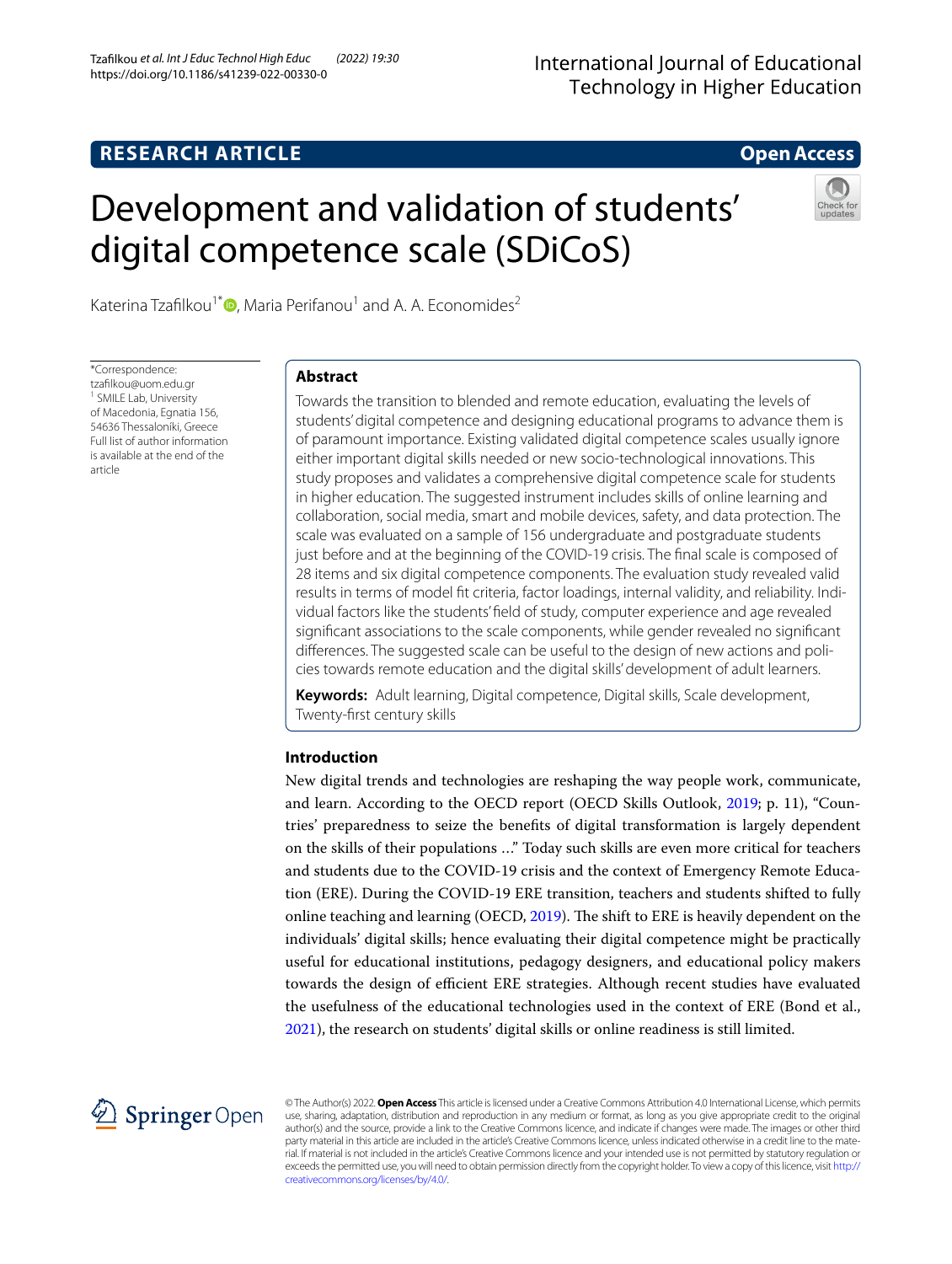RESEARCH ARTICLE

Open Access

# Development and validation of students' digital competence scale (SDiCoS)

Katerina Tzafilkou[1*], Maria Perifanou[1] and A. A. Economides[2]

*Correspondence: tzafilkou@uom.edu.gr
[1] SMILE Lab, University of Macedonia, Egnatia 156, 54636 Thessaloniki, Greece
Full list of author information is available at the end of the article

## Abstract

Towards the transition to blended and remote education, evaluating the levels of students' digital competence and designing educational programs to advance them is of paramount importance. Existing validated digital competence scales usually ignore either important digital skills needed or new socio-technological innovations. This study proposes and validates a comprehensive digital competence scale for students in higher education. The suggested instrument includes skills of online learning and collaboration, social media, smart and mobile devices, safety, and data protection. The scale was evaluated on a sample of 156 undergraduate and postgraduate students just before and at the beginning of the COVID-19 crisis. The final scale is composed of 28 items and six digital competence components. The evaluation study revealed valid results in terms of model fit criteria, factor loadings, internal validity, and reliability. Individual factors like the students' field of study, computer experience and age revealed significant associations to the scale components, while gender revealed no significant differences. The suggested scale can be useful to the design of new actions and policies towards remote education and the digital skills' development of adult learners.

**Keywords:** Adult learning, Digital competence, Digital skills, Scale development, Twenty-first century skills

## Introduction

New digital trends and technologies are reshaping the way people work, communicate, and learn. According to the OECD report (OECD Skills Outlook, 2019; p. 11), "Countries' preparedness to seize the benefits of digital transformation is largely dependent on the skills of their populations ..." Today such skills are even more critical for teachers and students due to the COVID-19 crisis and the context of Emergency Remote Education (ERE). During the COVID-19 ERE transition, teachers and students shifted to fully online teaching and learning (OECD, 2019). The shift to ERE is heavily dependent on the individuals' digital skills; hence evaluating their digital competence might be practically useful for educational institutions, pedagogy designers, and educational policy makers towards the design of efficient ERE strategies. Although recent studies have evaluated the usefulness of the educational technologies used in the context of ERE (Bond et al., 2021), the research on students' digital skills or online readiness is still limited.

© The Author(s) 2022. **Open Access** This article is licensed under a Creative Commons Attribution 4.0 International License, which permits use, sharing, adaptation, distribution and reproduction in any medium or format, as long as you give appropriate credit to the original author(s) and the source, provide a link to the Creative Commons licence, and indicate if changes were made. The images or other third party material in this article are included in the article's Creative Commons licence, unless indicated otherwise in a credit line to the material. If material is not included in the article's Creative Commons licence and your intended use is not permitted by statutory regulation or exceeds the permitted use, you will need to obtain permission directly from the copyright holder. To view a copy of this licence, visit http://creativecommons.org/licenses/by/4.0/.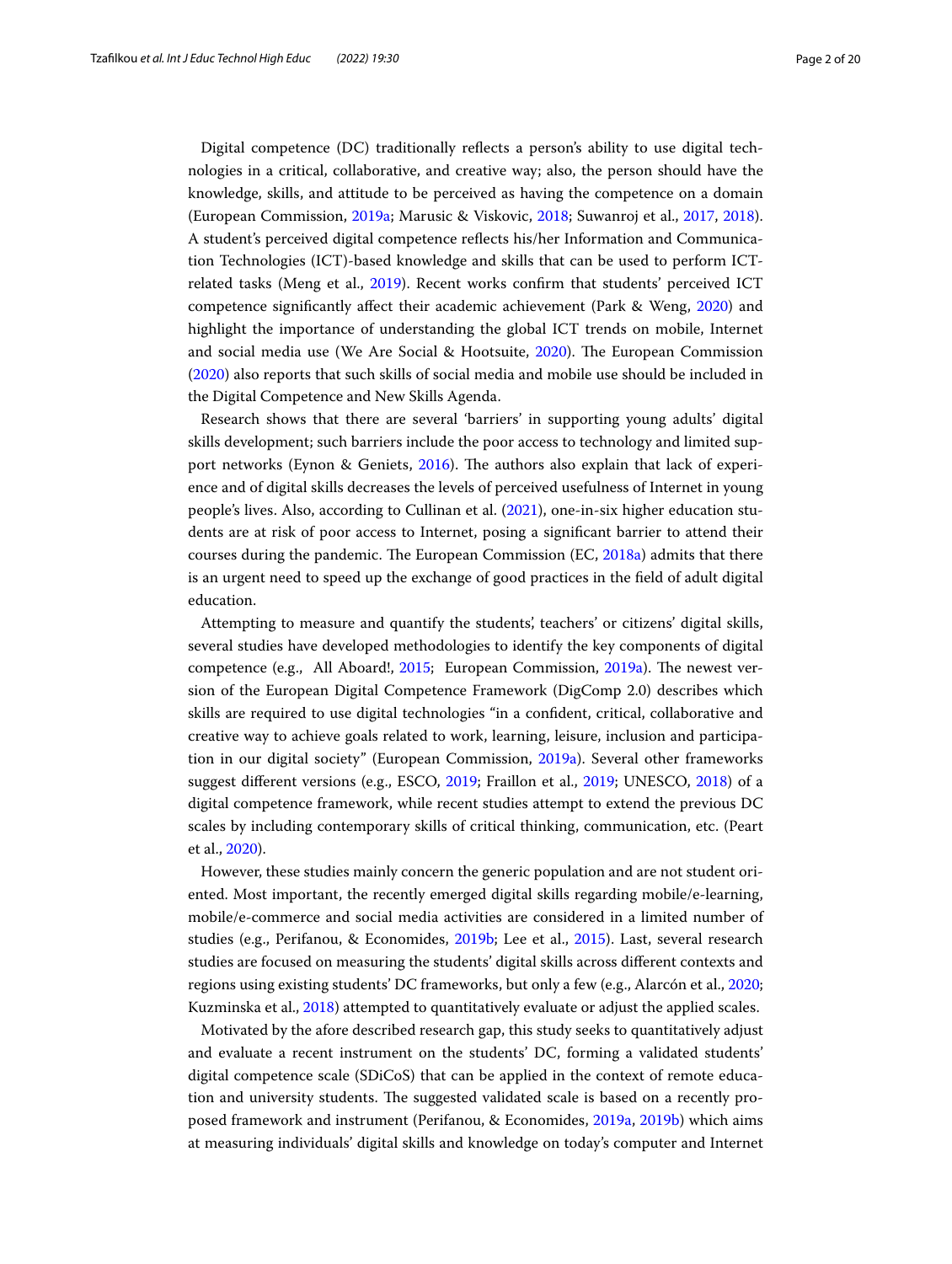Digital competence (DC) traditionally reflects a person's ability to use digital technologies in a critical, collaborative, and creative way; also, the person should have the knowledge, skills, and attitude to be perceived as having the competence on a domain (European Commission, 2019a; Marusic & Viskovic, 2018; Suwanroj et al., 2017, 2018). A student's perceived digital competence reflects his/her Information and Communication Technologies (ICT)-based knowledge and skills that can be used to perform ICT-related tasks (Meng et al., 2019). Recent works confirm that students' perceived ICT competence significantly affect their academic achievement (Park & Weng, 2020) and highlight the importance of understanding the global ICT trends on mobile, Internet and social media use (We Are Social & Hootsuite, 2020). The European Commission (2020) also reports that such skills of social media and mobile use should be included in the Digital Competence and New Skills Agenda.

Research shows that there are several 'barriers' in supporting young adults' digital skills development; such barriers include the poor access to technology and limited support networks (Eynon & Geniets, 2016). The authors also explain that lack of experience and of digital skills decreases the levels of perceived usefulness of Internet in young people's lives. Also, according to Cullinan et al. (2021), one-in-six higher education students are at risk of poor access to Internet, posing a significant barrier to attend their courses during the pandemic. The European Commission (EC, 2018a) admits that there is an urgent need to speed up the exchange of good practices in the field of adult digital education.

Attempting to measure and quantify the students', teachers' or citizens' digital skills, several studies have developed methodologies to identify the key components of digital competence (e.g., All Aboard!, 2015; European Commission, 2019a). The newest version of the European Digital Competence Framework (DigComp 2.0) describes which skills are required to use digital technologies "in a confident, critical, collaborative and creative way to achieve goals related to work, learning, leisure, inclusion and participation in our digital society" (European Commission, 2019a). Several other frameworks suggest different versions (e.g., ESCO, 2019; Fraillon et al., 2019; UNESCO, 2018) of a digital competence framework, while recent studies attempt to extend the previous DC scales by including contemporary skills of critical thinking, communication, etc. (Peart et al., 2020).

However, these studies mainly concern the generic population and are not student oriented. Most important, the recently emerged digital skills regarding mobile/e-learning, mobile/e-commerce and social media activities are considered in a limited number of studies (e.g., Perifanou, & Economides, 2019b; Lee et al., 2015). Last, several research studies are focused on measuring the students' digital skills across different contexts and regions using existing students' DC frameworks, but only a few (e.g., Alarcón et al., 2020; Kuzminska et al., 2018) attempted to quantitatively evaluate or adjust the applied scales.

Motivated by the afore described research gap, this study seeks to quantitatively adjust and evaluate a recent instrument on the students' DC, forming a validated students' digital competence scale (SDiCoS) that can be applied in the context of remote education and university students. The suggested validated scale is based on a recently proposed framework and instrument (Perifanou, & Economides, 2019a, 2019b) which aims at measuring individuals' digital skills and knowledge on today's computer and Internet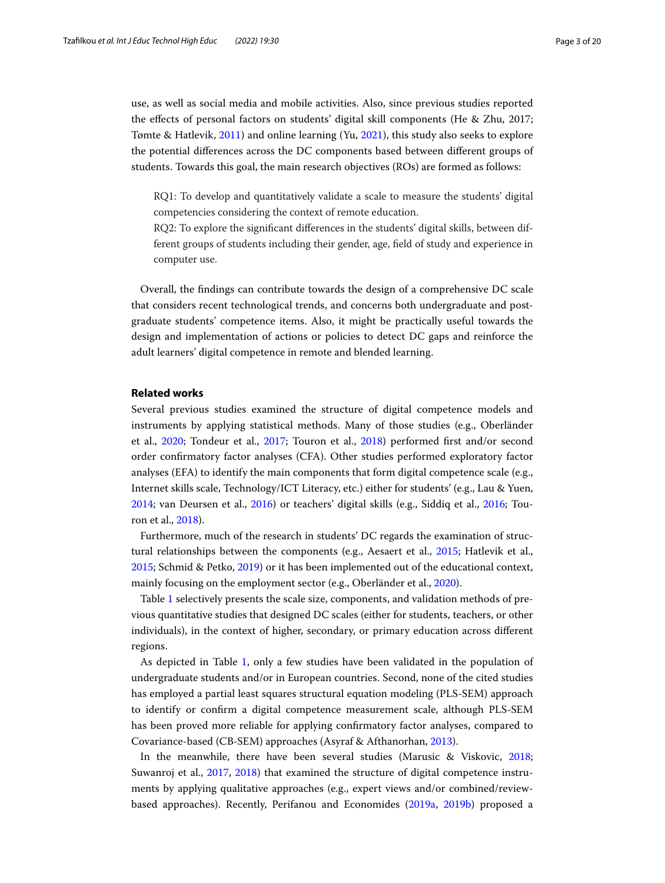use, as well as social media and mobile activities. Also, since previous studies reported the effects of personal factors on students' digital skill components (He & Zhu, 2017; Tømte & Hatlevik, 2011) and online learning (Yu, 2021), this study also seeks to explore the potential differences across the DC components based between different groups of students. Towards this goal, the main research objectives (ROs) are formed as follows:

> RQ1: To develop and quantitatively validate a scale to measure the students' digital competencies considering the context of remote education.
> RQ2: To explore the significant differences in the students' digital skills, between different groups of students including their gender, age, field of study and experience in computer use.

Overall, the findings can contribute towards the design of a comprehensive DC scale that considers recent technological trends, and concerns both undergraduate and postgraduate students' competence items. Also, it might be practically useful towards the design and implementation of actions or policies to detect DC gaps and reinforce the adult learners' digital competence in remote and blended learning.

## Related works

Several previous studies examined the structure of digital competence models and instruments by applying statistical methods. Many of those studies (e.g., Oberländer et al., 2020; Tondeur et al., 2017; Touron et al., 2018) performed first and/or second order confirmatory factor analyses (CFA). Other studies performed exploratory factor analyses (EFA) to identify the main components that form digital competence scale (e.g., Internet skills scale, Technology/ICT Literacy, etc.) either for students' (e.g., Lau & Yuen, 2014; van Deursen et al., 2016) or teachers' digital skills (e.g., Siddiq et al., 2016; Touron et al., 2018).

Furthermore, much of the research in students' DC regards the examination of structural relationships between the components (e.g., Aesaert et al., 2015; Hatlevik et al., 2015; Schmid & Petko, 2019) or it has been implemented out of the educational context, mainly focusing on the employment sector (e.g., Oberländer et al., 2020).

Table 1 selectively presents the scale size, components, and validation methods of previous quantitative studies that designed DC scales (either for students, teachers, or other individuals), in the context of higher, secondary, or primary education across different regions.

As depicted in Table 1, only a few studies have been validated in the population of undergraduate students and/or in European countries. Second, none of the cited studies has employed a partial least squares structural equation modeling (PLS-SEM) approach to identify or confirm a digital competence measurement scale, although PLS-SEM has been proved more reliable for applying confirmatory factor analyses, compared to Covariance-based (CB-SEM) approaches (Asyraf & Afthanorhan, 2013).

In the meanwhile, there have been several studies (Marusic & Viskovic, 2018; Suwanroj et al., 2017, 2018) that examined the structure of digital competence instruments by applying qualitative approaches (e.g., expert views and/or combined/review-based approaches). Recently, Perifanou and Economides (2019a, 2019b) proposed a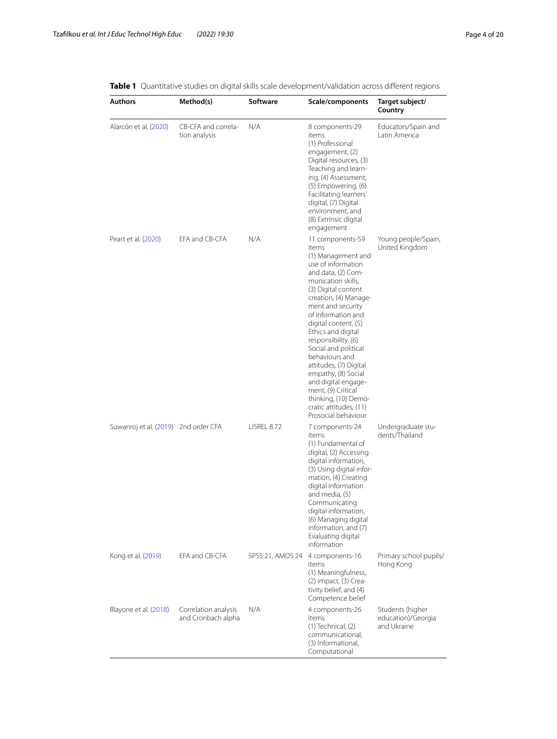**Table 1** Quantitative studies on digital skills scale development/validation across different regions

| Authors | Method(s) | Software | Scale/components | Target subject/Country |
|---|---|---|---|---|
| Alarcón et al. (2020) | CB-CFA and correlation analysis | N/A | 8 components-29 items (1) Professional engagement, (2) Digital resources, (3) Teaching and learning, (4) Assessment, (5) Empowering, (6) Facilitating learners' digital, (7) Digital environment, and (8) Extrinsic digital engagement | Educators/Spain and Latin America |
| Peart et al. (2020) | EFA and CB-CFA | N/A | 11 components-59 items (1) Management and use of information and data, (2) Communication skills, (3) Digital content creation, (4) Management and security of information and digital content, (5) Ethics and digital responsibility, (6) Social and political behaviours and attitudes, (7) Digital empathy, (8) Social and digital engagement, (9) Critical thinking, (10) Democratic attitudes, (11) Prosocial behaviour | Young people/Spain, United Kingdom |
| Suwanroj et al. (2019) | 2nd order CFA | LISREL 8.72 | 7 components-24 items (1) Fundamental of digital, (2) Accessing digital information, (3) Using digital information, (4) Creating digital information and media, (5) Communicating digital information, (6) Managing digital information, and (7) Evaluating digital information | Undergraduate students/Thailand |
| Kong et al. (2019) | EFA and CB-CFA | SPSS 21, AMOS 24 | 4 components-16 items (1) Meaningfulness, (2) impact, (3) Creativity belief, and (4) Competence belief | Primary school pupils/Hong Kong |
| Blayone et al. (2018) | Correlation analysis and Cronbach alpha | N/A | 4 components-26 items (1) Technical, (2) communicational, (3) Informational, Computational | Students (higher education)/Georgia and Ukraine |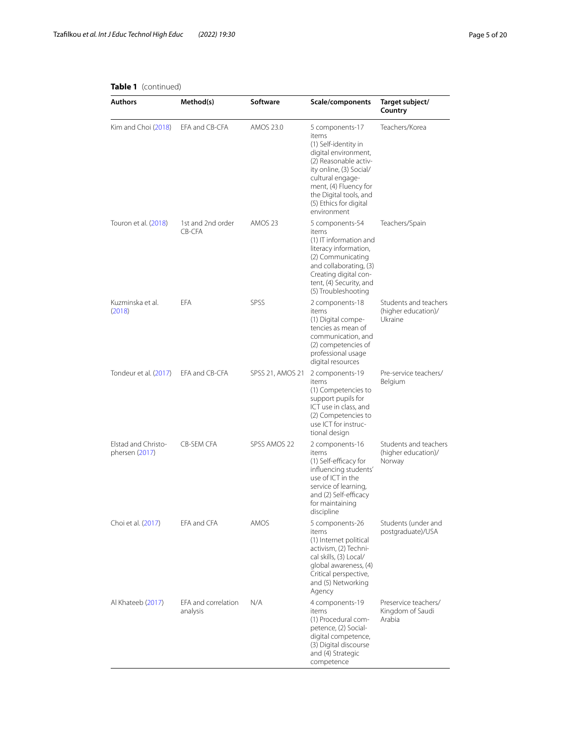**Table 1** (continued)

| Authors | Method(s) | Software | Scale/components | Target subject/ Country |
|---|---|---|---|---|
| Kim and Choi (2018) | EFA and CB-CFA | AMOS 23.0 | 5 components-17 items (1) Self-identity in digital environment, (2) Reasonable activity online, (3) Social/cultural engagement, (4) Fluency for the Digital tools, and (5) Ethics for digital environment | Teachers/Korea |
| Touron et al. (2018) | 1st and 2nd order CB-CFA | AMOS 23 | 5 components-54 items (1) IT information and literacy information, (2) Communicating and collaborating, (3) Creating digital content, (4) Security, and (5) Troubleshooting | Teachers/Spain |
| Kuzminska et al. (2018) | EFA | SPSS | 2 components-18 items (1) Digital competencies as mean of communication, and (2) competencies of professional usage digital resources | Students and teachers (higher education)/ Ukraine |
| Tondeur et al. (2017) | EFA and CB-CFA | SPSS 21, AMOS 21 | 2 components-19 items (1) Competencies to support pupils for ICT use in class, and (2) Competencies to use ICT for instructional design | Pre-service teachers/ Belgium |
| Elstad and Christophersen (2017) | CB-SEM CFA | SPSS AMOS 22 | 2 components-16 items (1) Self-efficacy for influencing students' use of ICT in the service of learning, and (2) Self-efficacy for maintaining discipline | Students and teachers (higher education)/ Norway |
| Choi et al. (2017) | EFA and CFA | AMOS | 5 components-26 items (1) Internet political activism, (2) Technical skills, (3) Local/global awareness, (4) Critical perspective, and (5) Networking Agency | Students (under and postgraduate)/USA |
| Al Khateeb (2017) | EFA and correlation analysis | N/A | 4 components-19 items (1) Procedural competence, (2) Social-digital competence, (3) Digital discourse and (4) Strategic competence | Preservice teachers/ Kingdom of Saudi Arabia |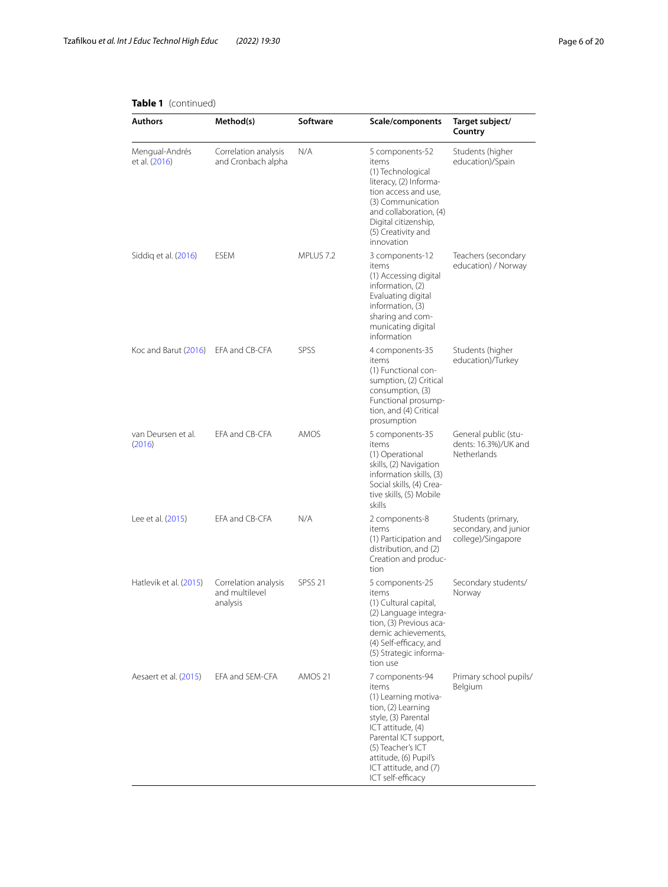**Table 1** (continued)

| Authors | Method(s) | Software | Scale/components | Target subject/ Country |
|---|---|---|---|---|
| Mengual-Andrés et al. (2016) | Correlation analysis and Cronbach alpha | N/A | 5 components-52 items (1) Technological literacy, (2) Information access and use, (3) Communication and collaboration, (4) Digital citizenship, (5) Creativity and innovation | Students (higher education)/Spain |
| Siddiq et al. (2016) | ESEM | MPLUS 7.2 | 3 components-12 items (1) Accessing digital information, (2) Evaluating digital information, (3) sharing and communicating digital information | Teachers (secondary education) / Norway |
| Koc and Barut (2016) | EFA and CB-CFA | SPSS | 4 components-35 items (1) Functional consumption, (2) Critical consumption, (3) Functional prosumption, and (4) Critical prosumption | Students (higher education)/Turkey |
| van Deursen et al. (2016) | EFA and CB-CFA | AMOS | 5 components-35 items (1) Operational skills, (2) Navigation information skills, (3) Social skills, (4) Creative skills, (5) Mobile skills | General public (students: 16.3%)/UK and Netherlands |
| Lee et al. (2015) | EFA and CB-CFA | N/A | 2 components-8 items (1) Participation and distribution, and (2) Creation and production | Students (primary, secondary, and junior college)/Singapore |
| Hatlevik et al. (2015) | Correlation analysis and multilevel analysis | SPSS 21 | 5 components-25 items (1) Cultural capital, (2) Language integration, (3) Previous academic achievements, (4) Self-efficacy, and (5) Strategic information use | Secondary students/ Norway |
| Aesaert et al. (2015) | EFA and SEM-CFA | AMOS 21 | 7 components-94 items (1) Learning motivation, (2) Learning style, (3) Parental ICT attitude, (4) Parental ICT support, (5) Teacher's ICT attitude, (6) Pupil's ICT attitude, and (7) ICT self-efficacy | Primary school pupils/ Belgium |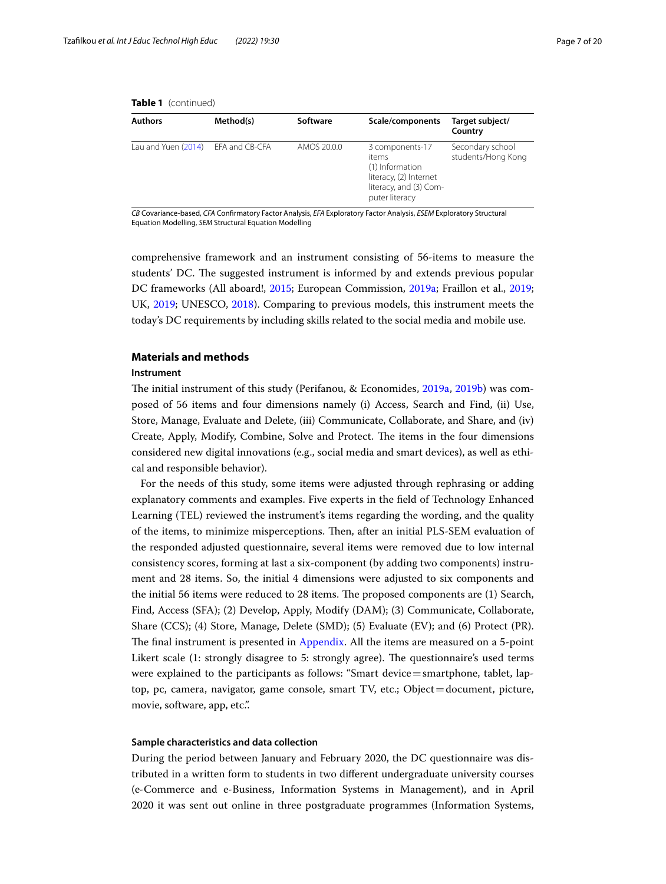**Table 1** (continued)

| Authors | Method(s) | Software | Scale/components | Target subject/ Country |
|---|---|---|---|---|
| Lau and Yuen (2014) | EFA and CB-CFA | AMOS 20.0.0 | 3 components-17 items (1) Information literacy, (2) Internet literacy, and (3) Computer literacy | Secondary school students/Hong Kong |

*CB* Covariance-based, *CFA* Confirmatory Factor Analysis, *EFA* Exploratory Factor Analysis, *ESEM* Exploratory Structural Equation Modelling, *SEM* Structural Equation Modelling

comprehensive framework and an instrument consisting of 56-items to measure the students' DC. The suggested instrument is informed by and extends previous popular DC frameworks (All aboard!, 2015; European Commission, 2019a; Fraillon et al., 2019; UK, 2019; UNESCO, 2018). Comparing to previous models, this instrument meets the today's DC requirements by including skills related to the social media and mobile use.

## Materials and methods

### Instrument

The initial instrument of this study (Perifanou, & Economides, 2019a, 2019b) was composed of 56 items and four dimensions namely (i) Access, Search and Find, (ii) Use, Store, Manage, Evaluate and Delete, (iii) Communicate, Collaborate, and Share, and (iv) Create, Apply, Modify, Combine, Solve and Protect. The items in the four dimensions considered new digital innovations (e.g., social media and smart devices), as well as ethical and responsible behavior).

For the needs of this study, some items were adjusted through rephrasing or adding explanatory comments and examples. Five experts in the field of Technology Enhanced Learning (TEL) reviewed the instrument's items regarding the wording, and the quality of the items, to minimize misperceptions. Then, after an initial PLS-SEM evaluation of the responded adjusted questionnaire, several items were removed due to low internal consistency scores, forming at last a six-component (by adding two components) instrument and 28 items. So, the initial 4 dimensions were adjusted to six components and the initial 56 items were reduced to 28 items. The proposed components are (1) Search, Find, Access (SFA); (2) Develop, Apply, Modify (DAM); (3) Communicate, Collaborate, Share (CCS); (4) Store, Manage, Delete (SMD); (5) Evaluate (EV); and (6) Protect (PR). The final instrument is presented in Appendix. All the items are measured on a 5-point Likert scale (1: strongly disagree to 5: strongly agree). The questionnaire's used terms were explained to the participants as follows: "Smart device = smartphone, tablet, laptop, pc, camera, navigator, game console, smart TV, etc.; Object = document, picture, movie, software, app, etc.".

### Sample characteristics and data collection

During the period between January and February 2020, the DC questionnaire was distributed in a written form to students in two different undergraduate university courses (e-Commerce and e-Business, Information Systems in Management), and in April 2020 it was sent out online in three postgraduate programmes (Information Systems,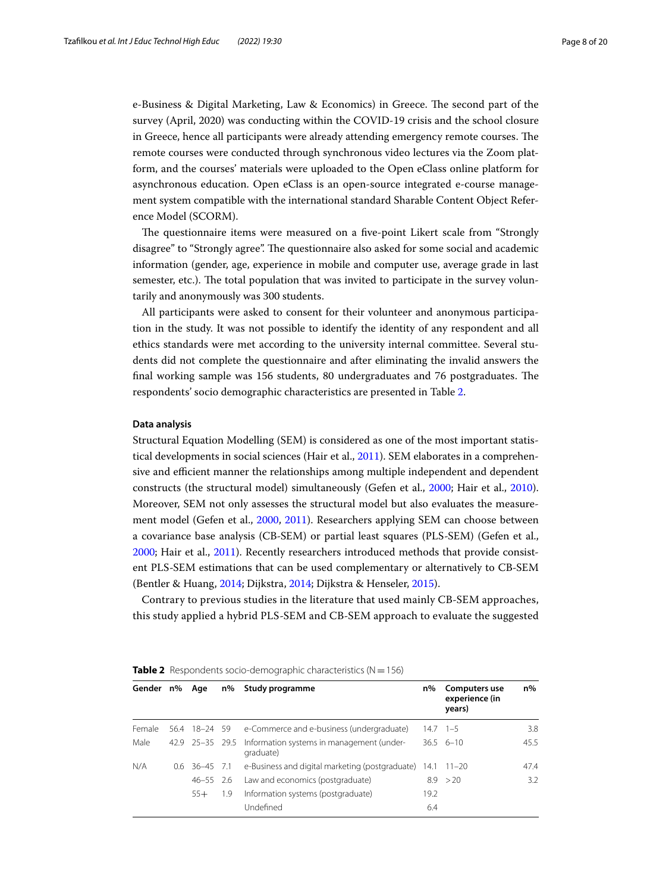e-Business & Digital Marketing, Law & Economics) in Greece. The second part of the survey (April, 2020) was conducting within the COVID-19 crisis and the school closure in Greece, hence all participants were already attending emergency remote courses. The remote courses were conducted through synchronous video lectures via the Zoom platform, and the courses' materials were uploaded to the Open eClass online platform for asynchronous education. Open eClass is an open-source integrated e-course management system compatible with the international standard Sharable Content Object Reference Model (SCORM).

The questionnaire items were measured on a five-point Likert scale from "Strongly disagree" to "Strongly agree". The questionnaire also asked for some social and academic information (gender, age, experience in mobile and computer use, average grade in last semester, etc.). The total population that was invited to participate in the survey voluntarily and anonymously was 300 students.

All participants were asked to consent for their volunteer and anonymous participation in the study. It was not possible to identify the identity of any respondent and all ethics standards were met according to the university internal committee. Several students did not complete the questionnaire and after eliminating the invalid answers the final working sample was 156 students, 80 undergraduates and 76 postgraduates. The respondents' socio demographic characteristics are presented in Table 2.

#### Data analysis

Structural Equation Modelling (SEM) is considered as one of the most important statistical developments in social sciences (Hair et al., 2011). SEM elaborates in a comprehensive and efficient manner the relationships among multiple independent and dependent constructs (the structural model) simultaneously (Gefen et al., 2000; Hair et al., 2010). Moreover, SEM not only assesses the structural model but also evaluates the measurement model (Gefen et al., 2000, 2011). Researchers applying SEM can choose between a covariance base analysis (CB-SEM) or partial least squares (PLS-SEM) (Gefen et al., 2000; Hair et al., 2011). Recently researchers introduced methods that provide consistent PLS-SEM estimations that can be used complementary or alternatively to CB-SEM (Bentler & Huang, 2014; Dijkstra, 2014; Dijkstra & Henseler, 2015).

Contrary to previous studies in the literature that used mainly CB-SEM approaches, this study applied a hybrid PLS-SEM and CB-SEM approach to evaluate the suggested

**Table 2** Respondents socio-demographic characteristics (N = 156)

| Gender | n% | Age | n% | Study programme | n% | Computers use experience (in years) | n% |
|---|---|---|---|---|---|---|---|
| Female | 56.4 | 18–24 | 59 | e-Commerce and e-business (undergraduate) | 14.7 | 1–5 | 3.8 |
| Male | 42.9 | 25–35 | 29.5 | Information systems in management (undergraduate) | 36.5 | 6–10 | 45.5 |
| N/A | 0.6 | 36–45 | 7.1 | e-Business and digital marketing (postgraduate) | 14.1 | 11–20 | 47.4 |
| | | 46–55 | 2.6 | Law and economics (postgraduate) | 8.9 | > 20 | 3.2 |
| | | 55+ | 1.9 | Information systems (postgraduate) | 19.2 | | |
| | | | | Undefined | 6.4 | | |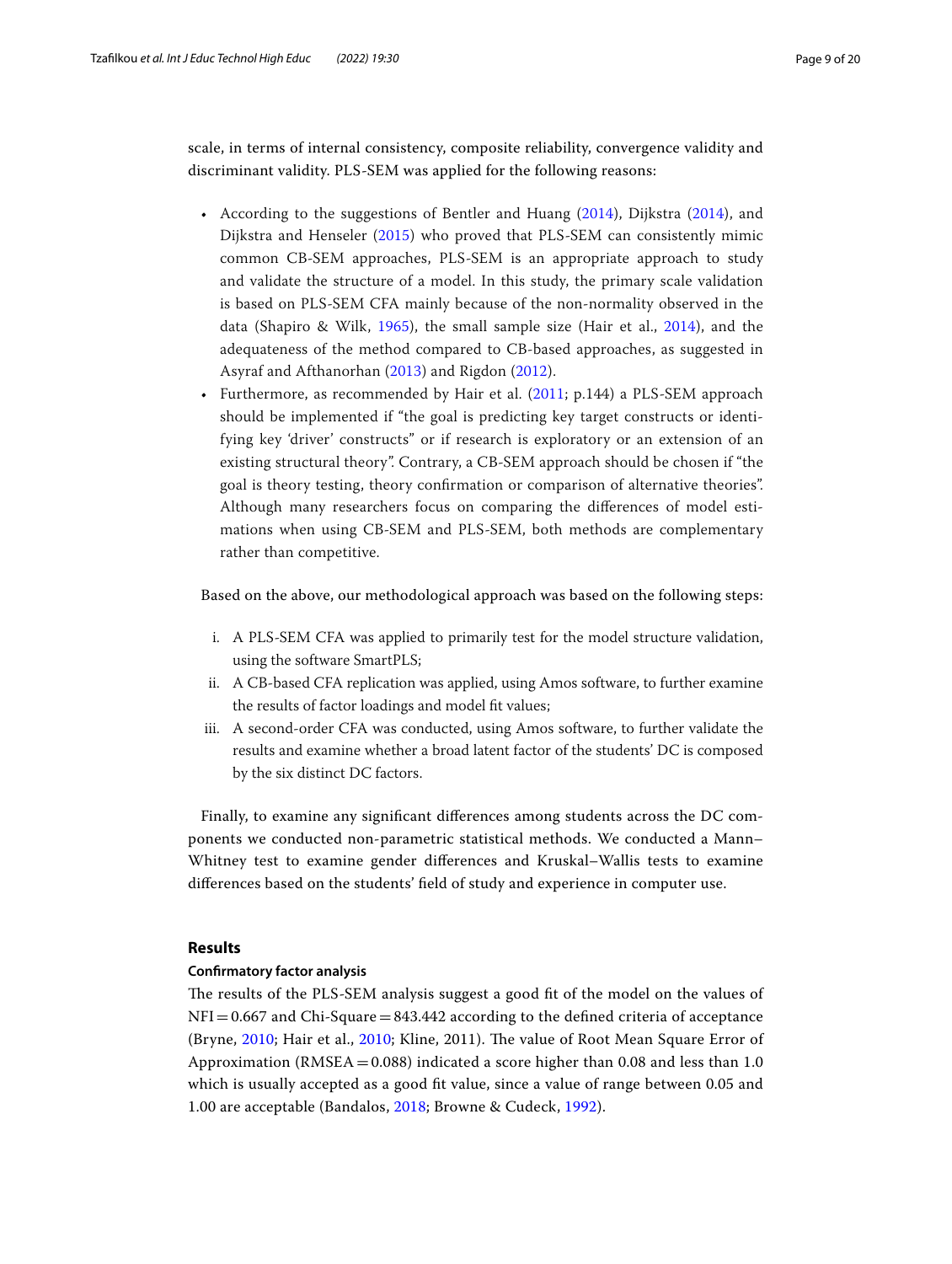scale, in terms of internal consistency, composite reliability, convergence validity and discriminant validity. PLS-SEM was applied for the following reasons:

- According to the suggestions of Bentler and Huang (2014), Dijkstra (2014), and Dijkstra and Henseler (2015) who proved that PLS-SEM can consistently mimic common CB-SEM approaches, PLS-SEM is an appropriate approach to study and validate the structure of a model. In this study, the primary scale validation is based on PLS-SEM CFA mainly because of the non-normality observed in the data (Shapiro & Wilk, 1965), the small sample size (Hair et al., 2014), and the adequateness of the method compared to CB-based approaches, as suggested in Asyraf and Afthanorhan (2013) and Rigdon (2012).
- Furthermore, as recommended by Hair et al. (2011; p.144) a PLS-SEM approach should be implemented if "the goal is predicting key target constructs or identifying key 'driver' constructs" or if research is exploratory or an extension of an existing structural theory". Contrary, a CB-SEM approach should be chosen if "the goal is theory testing, theory confirmation or comparison of alternative theories". Although many researchers focus on comparing the differences of model estimations when using CB-SEM and PLS-SEM, both methods are complementary rather than competitive.

Based on the above, our methodological approach was based on the following steps:

i. A PLS-SEM CFA was applied to primarily test for the model structure validation, using the software SmartPLS;
ii. A CB-based CFA replication was applied, using Amos software, to further examine the results of factor loadings and model fit values;
iii. A second-order CFA was conducted, using Amos software, to further validate the results and examine whether a broad latent factor of the students' DC is composed by the six distinct DC factors.

Finally, to examine any significant differences among students across the DC components we conducted non-parametric statistical methods. We conducted a Mann–Whitney test to examine gender differences and Kruskal–Wallis tests to examine differences based on the students' field of study and experience in computer use.

## Results

### Confirmatory factor analysis

The results of the PLS-SEM analysis suggest a good fit of the model on the values of NFI = 0.667 and Chi-Square = 843.442 according to the defined criteria of acceptance (Bryne, 2010; Hair et al., 2010; Kline, 2011). The value of Root Mean Square Error of Approximation (RMSEA = 0.088) indicated a score higher than 0.08 and less than 1.0 which is usually accepted as a good fit value, since a value of range between 0.05 and 1.00 are acceptable (Bandalos, 2018; Browne & Cudeck, 1992).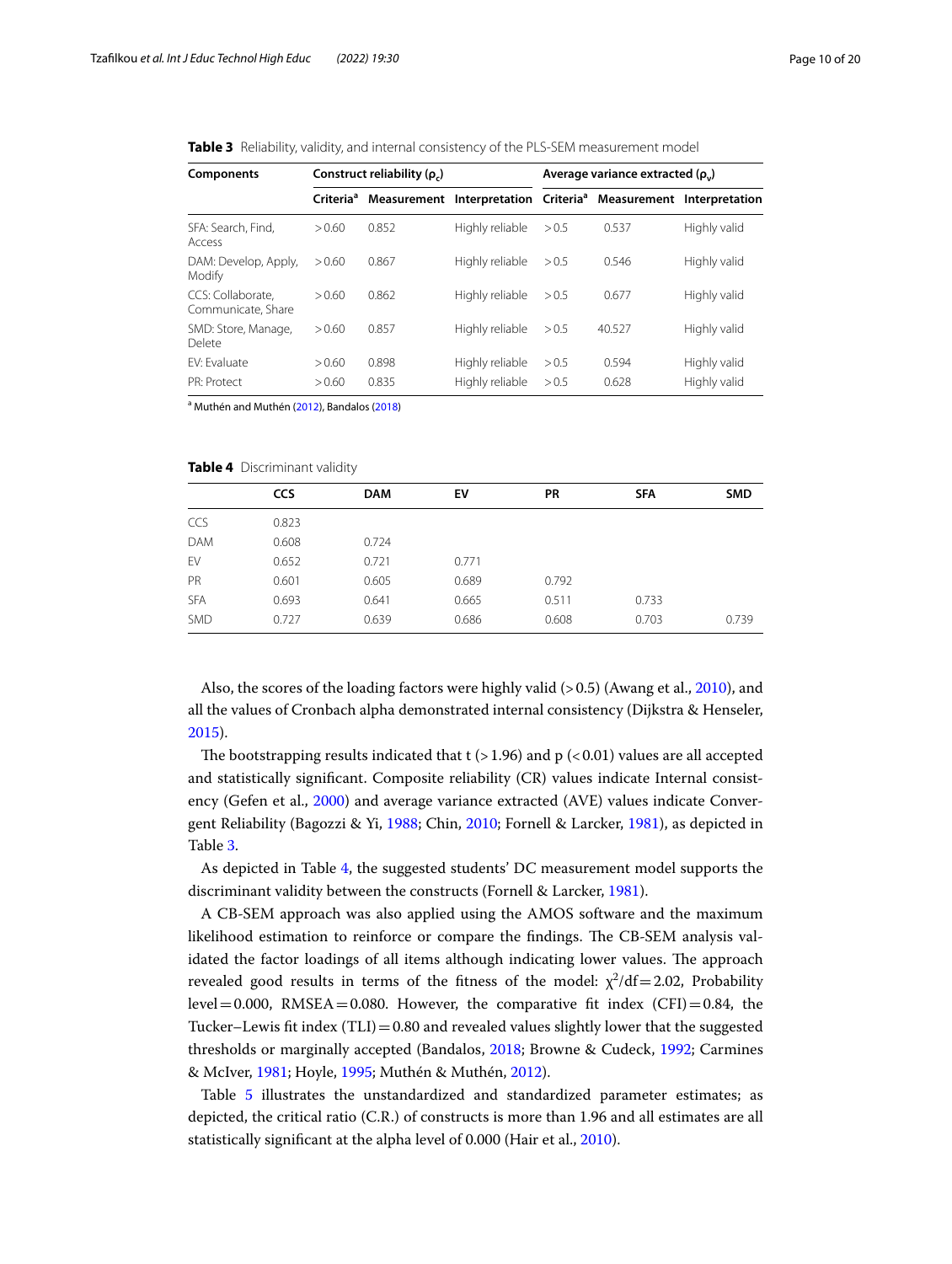**Table 3** Reliability, validity, and internal consistency of the PLS-SEM measurement model

| Components | Construct reliability ($\rho_c$) | | | Average variance extracted ($\rho_v$) | | |
|---|---|---|---|---|---|---|
| | Criteria[a] | Measurement | Interpretation | Criteria[a] | Measurement | Interpretation |
| SFA: Search, Find, Access | > 0.60 | 0.852 | Highly reliable | > 0.5 | 0.537 | Highly valid |
| DAM: Develop, Apply, Modify | > 0.60 | 0.867 | Highly reliable | > 0.5 | 0.546 | Highly valid |
| CCS: Collaborate, Communicate, Share | > 0.60 | 0.862 | Highly reliable | > 0.5 | 0.677 | Highly valid |
| SMD: Store, Manage, Delete | > 0.60 | 0.857 | Highly reliable | > 0.5 | 40.527 | Highly valid |
| EV: Evaluate | > 0.60 | 0.898 | Highly reliable | > 0.5 | 0.594 | Highly valid |
| PR: Protect | > 0.60 | 0.835 | Highly reliable | > 0.5 | 0.628 | Highly valid |

[a] Muthén and Muthén (2012), Bandalos (2018)

**Table 4** Discriminant validity

| | CCS | DAM | EV | PR | SFA | SMD |
|---|---|---|---|---|---|---|
| CCS | 0.823 | | | | | |
| DAM | 0.608 | 0.724 | | | | |
| EV | 0.652 | 0.721 | 0.771 | | | |
| PR | 0.601 | 0.605 | 0.689 | 0.792 | | |
| SFA | 0.693 | 0.641 | 0.665 | 0.511 | 0.733 | |
| SMD | 0.727 | 0.639 | 0.686 | 0.608 | 0.703 | 0.739 |

Also, the scores of the loading factors were highly valid (> 0.5) (Awang et al., 2010), and all the values of Cronbach alpha demonstrated internal consistency (Dijkstra & Henseler, 2015).

The bootstrapping results indicated that t (> 1.96) and p (< 0.01) values are all accepted and statistically significant. Composite reliability (CR) values indicate Internal consistency (Gefen et al., 2000) and average variance extracted (AVE) values indicate Convergent Reliability (Bagozzi & Yi, 1988; Chin, 2010; Fornell & Larcker, 1981), as depicted in Table 3.

As depicted in Table 4, the suggested students' DC measurement model supports the discriminant validity between the constructs (Fornell & Larcker, 1981).

A CB-SEM approach was also applied using the AMOS software and the maximum likelihood estimation to reinforce or compare the findings. The CB-SEM analysis validated the factor loadings of all items although indicating lower values. The approach revealed good results in terms of the fitness of the model: $\chi^2/df = 2.02$, Probability level = 0.000, RMSEA = 0.080. However, the comparative fit index (CFI) = 0.84, the Tucker–Lewis fit index (TLI) = 0.80 and revealed values slightly lower that the suggested thresholds or marginally accepted (Bandalos, 2018; Browne & Cudeck, 1992; Carmines & McIver, 1981; Hoyle, 1995; Muthén & Muthén, 2012).

Table 5 illustrates the unstandardized and standardized parameter estimates; as depicted, the critical ratio (C.R.) of constructs is more than 1.96 and all estimates are all statistically significant at the alpha level of 0.000 (Hair et al., 2010).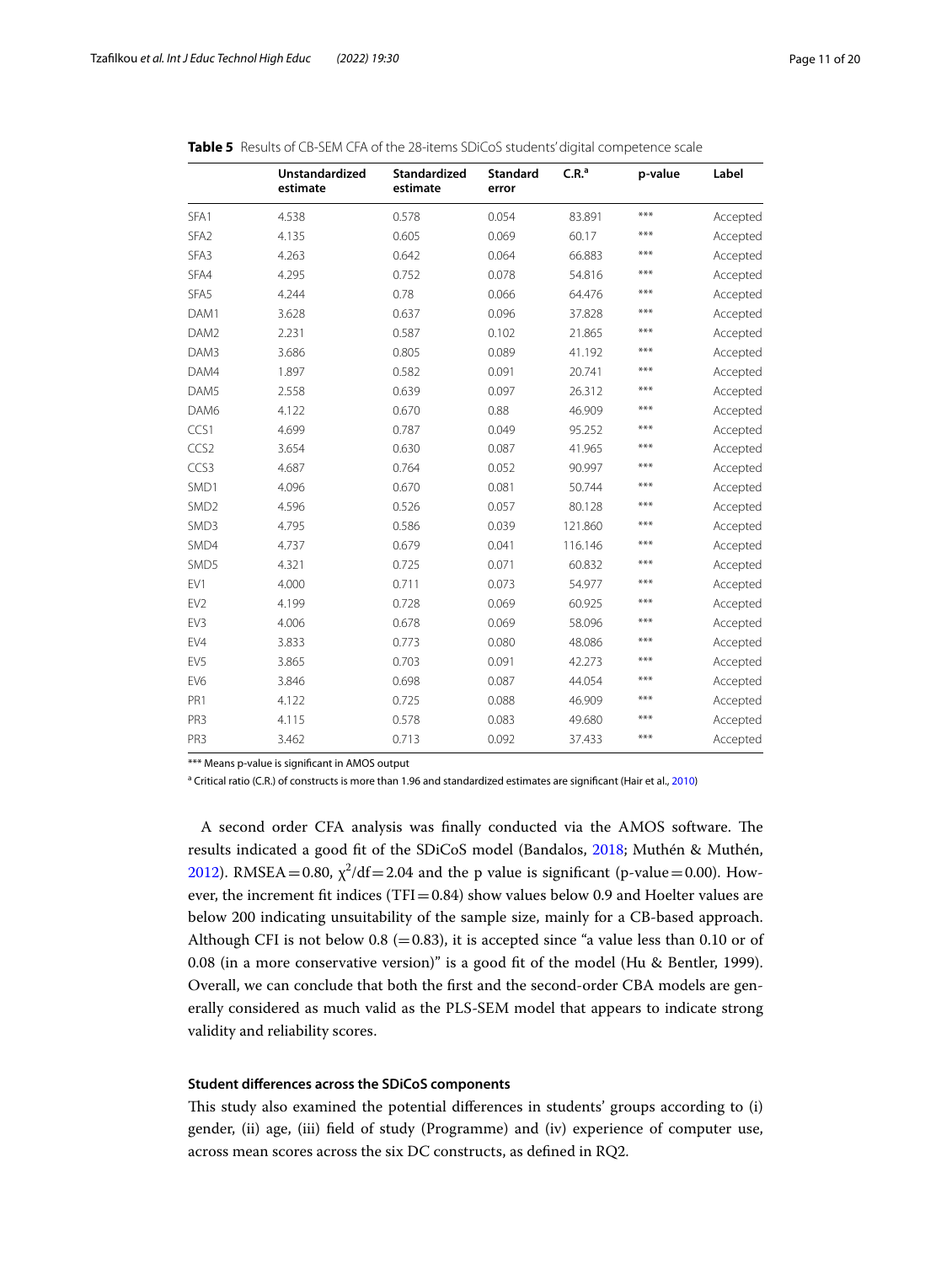**Table 5** Results of CB-SEM CFA of the 28-items SDiCoS students' digital competence scale

| | Unstandardized estimate | Standardized estimate | Standard error | C.R.[a] | p-value | Label |
|---|---|---|---|---|---|---|
| SFA1 | 4.538 | 0.578 | 0.054 | 83.891 | *** | Accepted |
| SFA2 | 4.135 | 0.605 | 0.069 | 60.17 | *** | Accepted |
| SFA3 | 4.263 | 0.642 | 0.064 | 66.883 | *** | Accepted |
| SFA4 | 4.295 | 0.752 | 0.078 | 54.816 | *** | Accepted |
| SFA5 | 4.244 | 0.78 | 0.066 | 64.476 | *** | Accepted |
| DAM1 | 3.628 | 0.637 | 0.096 | 37.828 | *** | Accepted |
| DAM2 | 2.231 | 0.587 | 0.102 | 21.865 | *** | Accepted |
| DAM3 | 3.686 | 0.805 | 0.089 | 41.192 | *** | Accepted |
| DAM4 | 1.897 | 0.582 | 0.091 | 20.741 | *** | Accepted |
| DAM5 | 2.558 | 0.639 | 0.097 | 26.312 | *** | Accepted |
| DAM6 | 4.122 | 0.670 | 0.88 | 46.909 | *** | Accepted |
| CCS1 | 4.699 | 0.787 | 0.049 | 95.252 | *** | Accepted |
| CCS2 | 3.654 | 0.630 | 0.087 | 41.965 | *** | Accepted |
| CCS3 | 4.687 | 0.764 | 0.052 | 90.997 | *** | Accepted |
| SMD1 | 4.096 | 0.670 | 0.081 | 50.744 | *** | Accepted |
| SMD2 | 4.596 | 0.526 | 0.057 | 80.128 | *** | Accepted |
| SMD3 | 4.795 | 0.586 | 0.039 | 121.860 | *** | Accepted |
| SMD4 | 4.737 | 0.679 | 0.041 | 116.146 | *** | Accepted |
| SMD5 | 4.321 | 0.725 | 0.071 | 60.832 | *** | Accepted |
| EV1 | 4.000 | 0.711 | 0.073 | 54.977 | *** | Accepted |
| EV2 | 4.199 | 0.728 | 0.069 | 60.925 | *** | Accepted |
| EV3 | 4.006 | 0.678 | 0.069 | 58.096 | *** | Accepted |
| EV4 | 3.833 | 0.773 | 0.080 | 48.086 | *** | Accepted |
| EV5 | 3.865 | 0.703 | 0.091 | 42.273 | *** | Accepted |
| EV6 | 3.846 | 0.698 | 0.087 | 44.054 | *** | Accepted |
| PR1 | 4.122 | 0.725 | 0.088 | 46.909 | *** | Accepted |
| PR3 | 4.115 | 0.578 | 0.083 | 49.680 | *** | Accepted |
| PR3 | 3.462 | 0.713 | 0.092 | 37.433 | *** | Accepted |

*** Means p-value is significant in AMOS output

[a] Critical ratio (C.R.) of constructs is more than 1.96 and standardized estimates are significant (Hair et al., 2010)

A second order CFA analysis was finally conducted via the AMOS software. The results indicated a good fit of the SDiCoS model (Bandalos, 2018; Muthén & Muthén, 2012). RMSEA = 0.80, $\chi^2/df = 2.04$ and the p value is significant (p-value = 0.00). However, the increment fit indices (TFI = 0.84) show values below 0.9 and Hoelter values are below 200 indicating unsuitability of the sample size, mainly for a CB-based approach. Although CFI is not below 0.8 (= 0.83), it is accepted since "a value less than 0.10 or of 0.08 (in a more conservative version)" is a good fit of the model (Hu & Bentler, 1999). Overall, we can conclude that both the first and the second-order CBA models are generally considered as much valid as the PLS-SEM model that appears to indicate strong validity and reliability scores.

### Student differences across the SDiCoS components

This study also examined the potential differences in students' groups according to (i) gender, (ii) age, (iii) field of study (Programme) and (iv) experience of computer use, across mean scores across the six DC constructs, as defined in RQ2.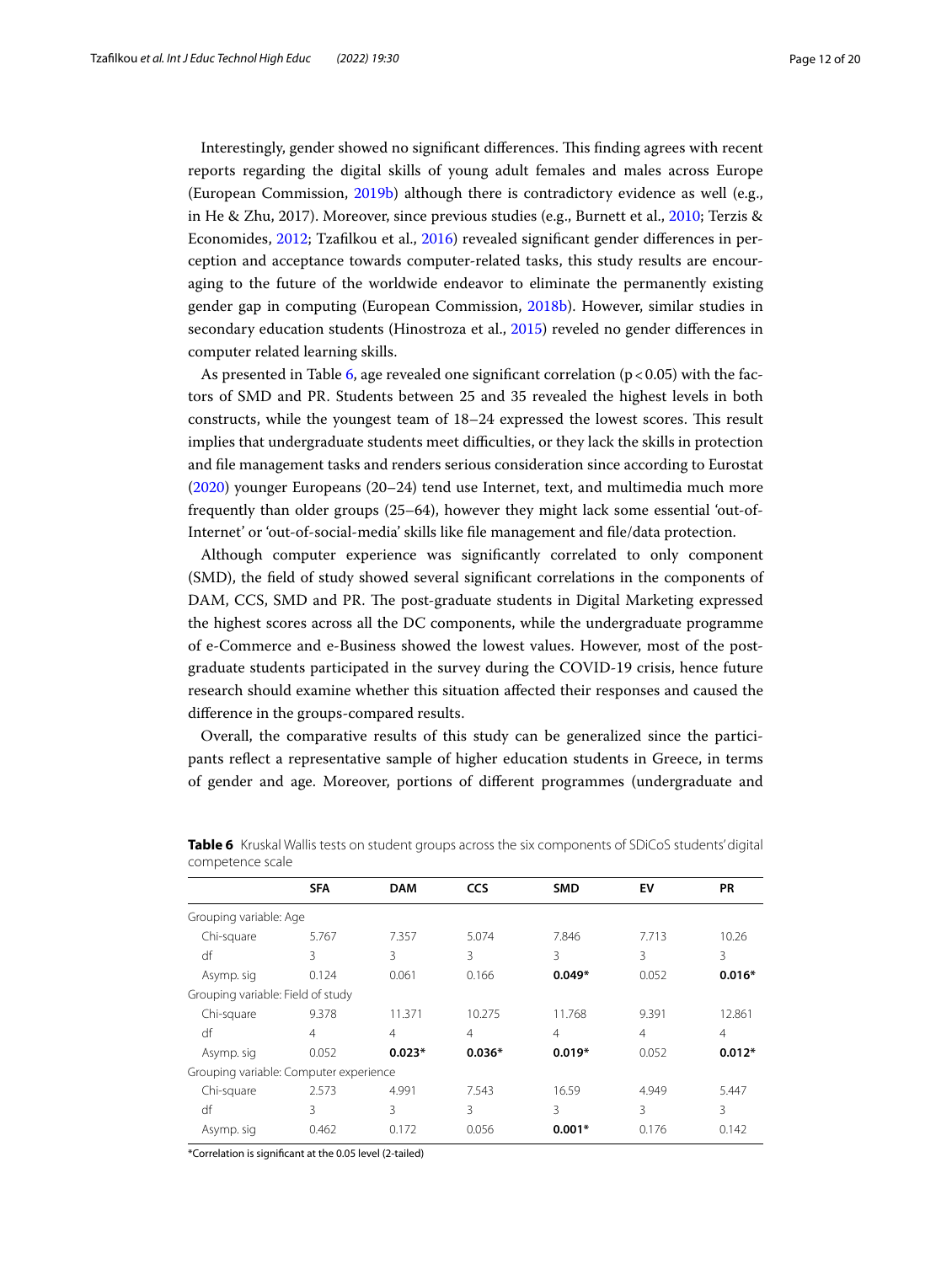Interestingly, gender showed no significant differences. This finding agrees with recent reports regarding the digital skills of young adult females and males across Europe (European Commission, 2019b) although there is contradictory evidence as well (e.g., in He & Zhu, 2017). Moreover, since previous studies (e.g., Burnett et al., 2010; Terzis & Economides, 2012; Tzafilkou et al., 2016) revealed significant gender differences in perception and acceptance towards computer-related tasks, this study results are encouraging to the future of the worldwide endeavor to eliminate the permanently existing gender gap in computing (European Commission, 2018b). However, similar studies in secondary education students (Hinostroza et al., 2015) reveled no gender differences in computer related learning skills.

As presented in Table 6, age revealed one significant correlation ($p < 0.05$) with the factors of SMD and PR. Students between 25 and 35 revealed the highest levels in both constructs, while the youngest team of 18–24 expressed the lowest scores. This result implies that undergraduate students meet difficulties, or they lack the skills in protection and file management tasks and renders serious consideration since according to Eurostat (2020) younger Europeans (20–24) tend use Internet, text, and multimedia much more frequently than older groups (25–64), however they might lack some essential 'out-of-Internet' or 'out-of-social-media' skills like file management and file/data protection.

Although computer experience was significantly correlated to only component (SMD), the field of study showed several significant correlations in the components of DAM, CCS, SMD and PR. The post-graduate students in Digital Marketing expressed the highest scores across all the DC components, while the undergraduate programme of e-Commerce and e-Business showed the lowest values. However, most of the post-graduate students participated in the survey during the COVID-19 crisis, hence future research should examine whether this situation affected their responses and caused the difference in the groups-compared results.

Overall, the comparative results of this study can be generalized since the participants reflect a representative sample of higher education students in Greece, in terms of gender and age. Moreover, portions of different programmes (undergraduate and

**Table 6** Kruskal Wallis tests on student groups across the six components of SDiCoS students' digital competence scale

| | SFA | DAM | CCS | SMD | EV | PR |
|---|---|---|---|---|---|---|
| Grouping variable: Age | | | | | | |
| Chi-square | 5.767 | 7.357 | 5.074 | 7.846 | 7.713 | 10.26 |
| df | 3 | 3 | 3 | 3 | 3 | 3 |
| Asymp. sig | 0.124 | 0.061 | 0.166 | **0.049*** | 0.052 | **0.016*** |
| Grouping variable: Field of study | | | | | | |
| Chi-square | 9.378 | 11.371 | 10.275 | 11.768 | 9.391 | 12.861 |
| df | 4 | 4 | 4 | 4 | 4 | 4 |
| Asymp. sig | 0.052 | **0.023*** | **0.036*** | **0.019*** | 0.052 | **0.012*** |
| Grouping variable: Computer experience | | | | | | |
| Chi-square | 2.573 | 4.991 | 7.543 | 16.59 | 4.949 | 5.447 |
| df | 3 | 3 | 3 | 3 | 3 | 3 |
| Asymp. sig | 0.462 | 0.172 | 0.056 | **0.001*** | 0.176 | 0.142 |

*Correlation is significant at the 0.05 level (2-tailed)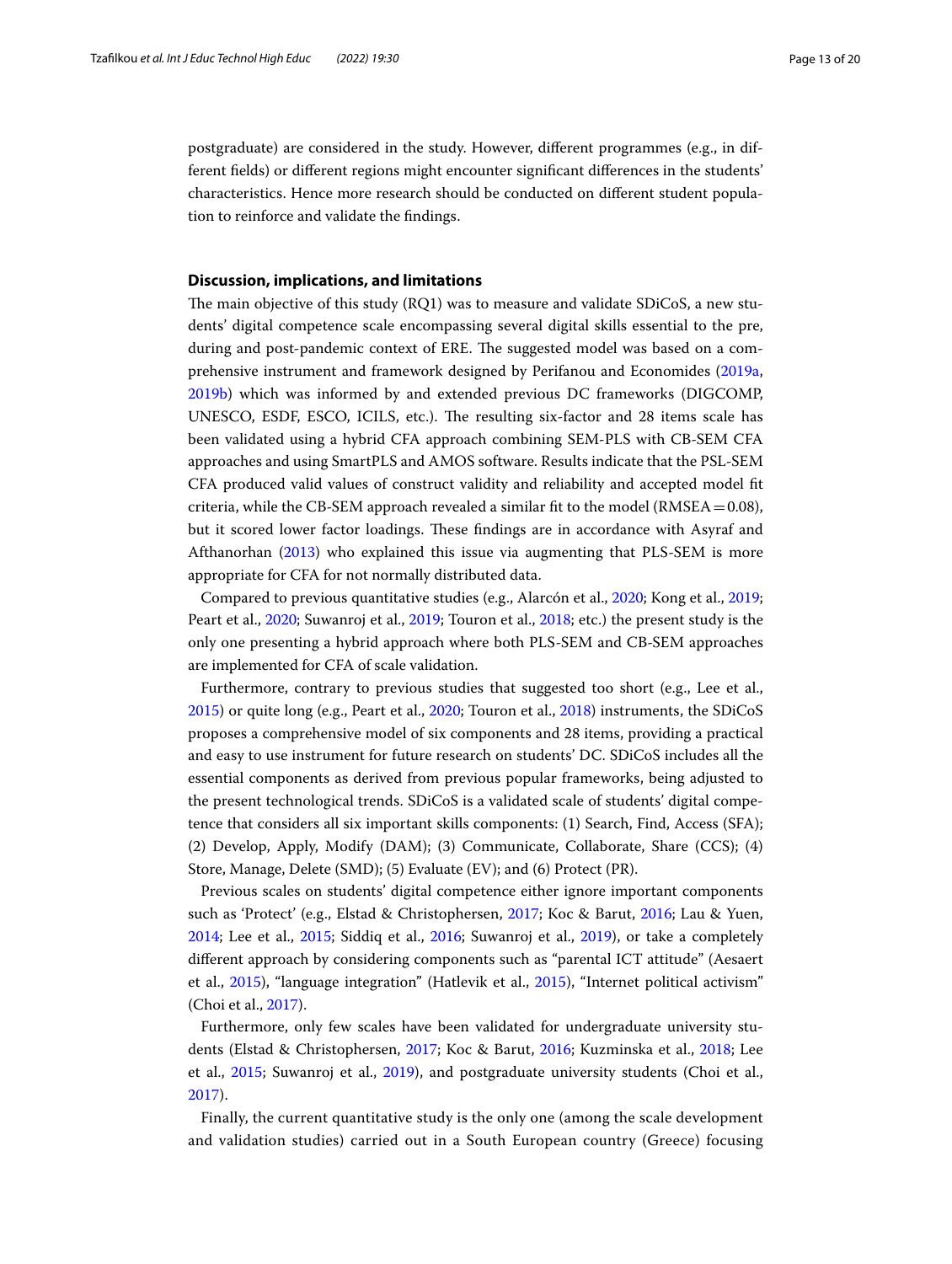postgraduate) are considered in the study. However, different programmes (e.g., in different fields) or different regions might encounter significant differences in the students' characteristics. Hence more research should be conducted on different student population to reinforce and validate the findings.

## Discussion, implications, and limitations

The main objective of this study (RQ1) was to measure and validate SDiCoS, a new students' digital competence scale encompassing several digital skills essential to the pre, during and post-pandemic context of ERE. The suggested model was based on a comprehensive instrument and framework designed by Perifanou and Economides (2019a, 2019b) which was informed by and extended previous DC frameworks (DIGCOMP, UNESCO, ESDF, ESCO, ICILS, etc.). The resulting six-factor and 28 items scale has been validated using a hybrid CFA approach combining SEM-PLS with CB-SEM CFA approaches and using SmartPLS and AMOS software. Results indicate that the PSL-SEM CFA produced valid values of construct validity and reliability and accepted model fit criteria, while the CB-SEM approach revealed a similar fit to the model (RMSEA = 0.08), but it scored lower factor loadings. These findings are in accordance with Asyraf and Afthanorhan (2013) who explained this issue via augmenting that PLS-SEM is more appropriate for CFA for not normally distributed data.

Compared to previous quantitative studies (e.g., Alarcón et al., 2020; Kong et al., 2019; Peart et al., 2020; Suwanroj et al., 2019; Touron et al., 2018; etc.) the present study is the only one presenting a hybrid approach where both PLS-SEM and CB-SEM approaches are implemented for CFA of scale validation.

Furthermore, contrary to previous studies that suggested too short (e.g., Lee et al., 2015) or quite long (e.g., Peart et al., 2020; Touron et al., 2018) instruments, the SDiCoS proposes a comprehensive model of six components and 28 items, providing a practical and easy to use instrument for future research on students' DC. SDiCoS includes all the essential components as derived from previous popular frameworks, being adjusted to the present technological trends. SDiCoS is a validated scale of students' digital competence that considers all six important skills components: (1) Search, Find, Access (SFA); (2) Develop, Apply, Modify (DAM); (3) Communicate, Collaborate, Share (CCS); (4) Store, Manage, Delete (SMD); (5) Evaluate (EV); and (6) Protect (PR).

Previous scales on students' digital competence either ignore important components such as 'Protect' (e.g., Elstad & Christophersen, 2017; Koc & Barut, 2016; Lau & Yuen, 2014; Lee et al., 2015; Siddiq et al., 2016; Suwanroj et al., 2019), or take a completely different approach by considering components such as "parental ICT attitude" (Aesaert et al., 2015), "language integration" (Hatlevik et al., 2015), "Internet political activism" (Choi et al., 2017).

Furthermore, only few scales have been validated for undergraduate university students (Elstad & Christophersen, 2017; Koc & Barut, 2016; Kuzminska et al., 2018; Lee et al., 2015; Suwanroj et al., 2019), and postgraduate university students (Choi et al., 2017).

Finally, the current quantitative study is the only one (among the scale development and validation studies) carried out in a South European country (Greece) focusing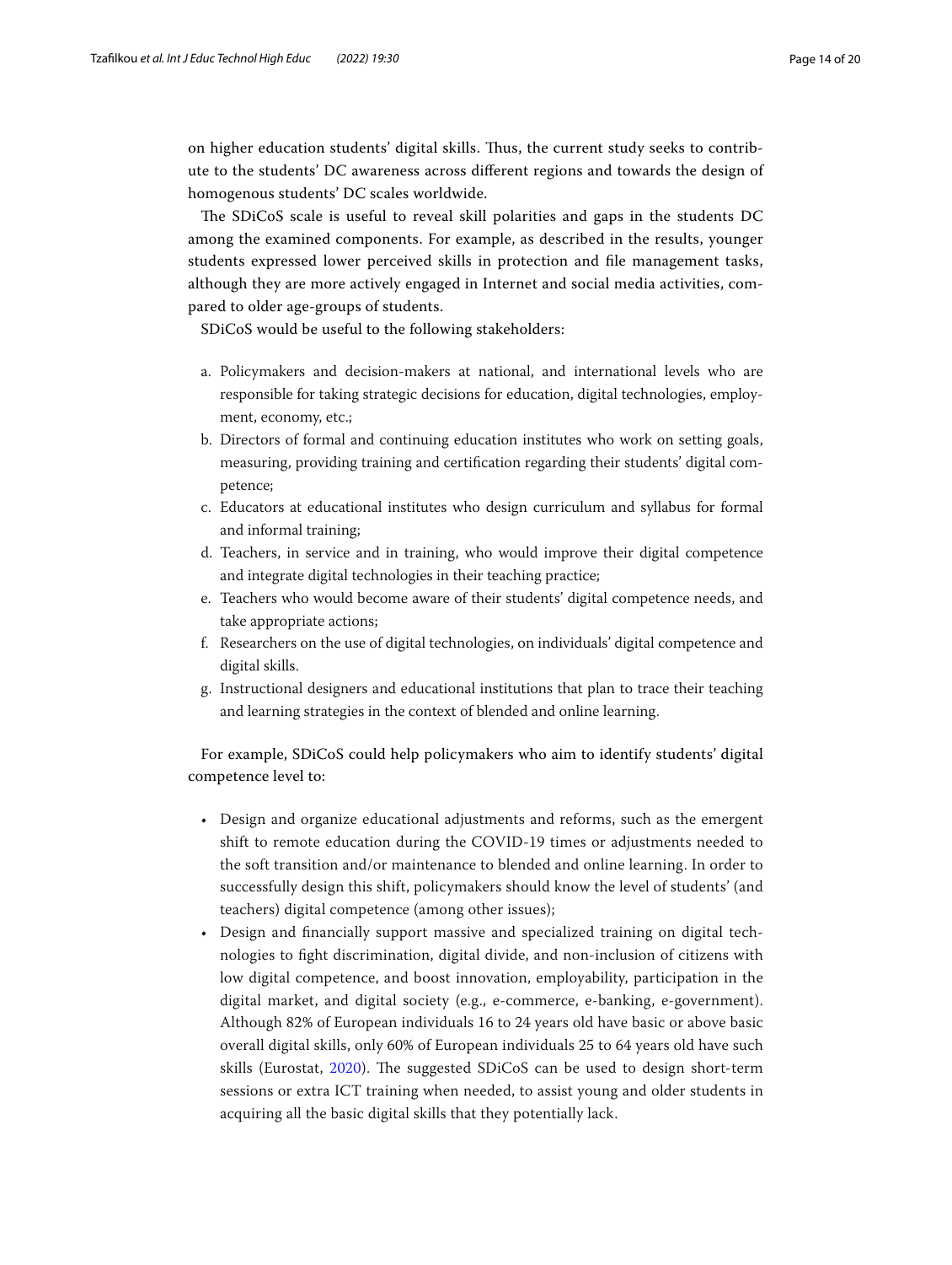on higher education students' digital skills. Thus, the current study seeks to contribute to the students' DC awareness across different regions and towards the design of homogenous students' DC scales worldwide.

The SDiCoS scale is useful to reveal skill polarities and gaps in the students DC among the examined components. For example, as described in the results, younger students expressed lower perceived skills in protection and file management tasks, although they are more actively engaged in Internet and social media activities, compared to older age-groups of students.

SDiCoS would be useful to the following stakeholders:

a. Policymakers and decision-makers at national, and international levels who are responsible for taking strategic decisions for education, digital technologies, employment, economy, etc.;
b. Directors of formal and continuing education institutes who work on setting goals, measuring, providing training and certification regarding their students' digital competence;
c. Educators at educational institutes who design curriculum and syllabus for formal and informal training;
d. Teachers, in service and in training, who would improve their digital competence and integrate digital technologies in their teaching practice;
e. Teachers who would become aware of their students' digital competence needs, and take appropriate actions;
f. Researchers on the use of digital technologies, on individuals' digital competence and digital skills.
g. Instructional designers and educational institutions that plan to trace their teaching and learning strategies in the context of blended and online learning.

For example, SDiCoS could help policymakers who aim to identify students' digital competence level to:

- Design and organize educational adjustments and reforms, such as the emergent shift to remote education during the COVID-19 times or adjustments needed to the soft transition and/or maintenance to blended and online learning. In order to successfully design this shift, policymakers should know the level of students' (and teachers) digital competence (among other issues);
- Design and financially support massive and specialized training on digital technologies to fight discrimination, digital divide, and non-inclusion of citizens with low digital competence, and boost innovation, employability, participation in the digital market, and digital society (e.g., e-commerce, e-banking, e-government). Although 82% of European individuals 16 to 24 years old have basic or above basic overall digital skills, only 60% of European individuals 25 to 64 years old have such skills (Eurostat, 2020). The suggested SDiCoS can be used to design short-term sessions or extra ICT training when needed, to assist young and older students in acquiring all the basic digital skills that they potentially lack.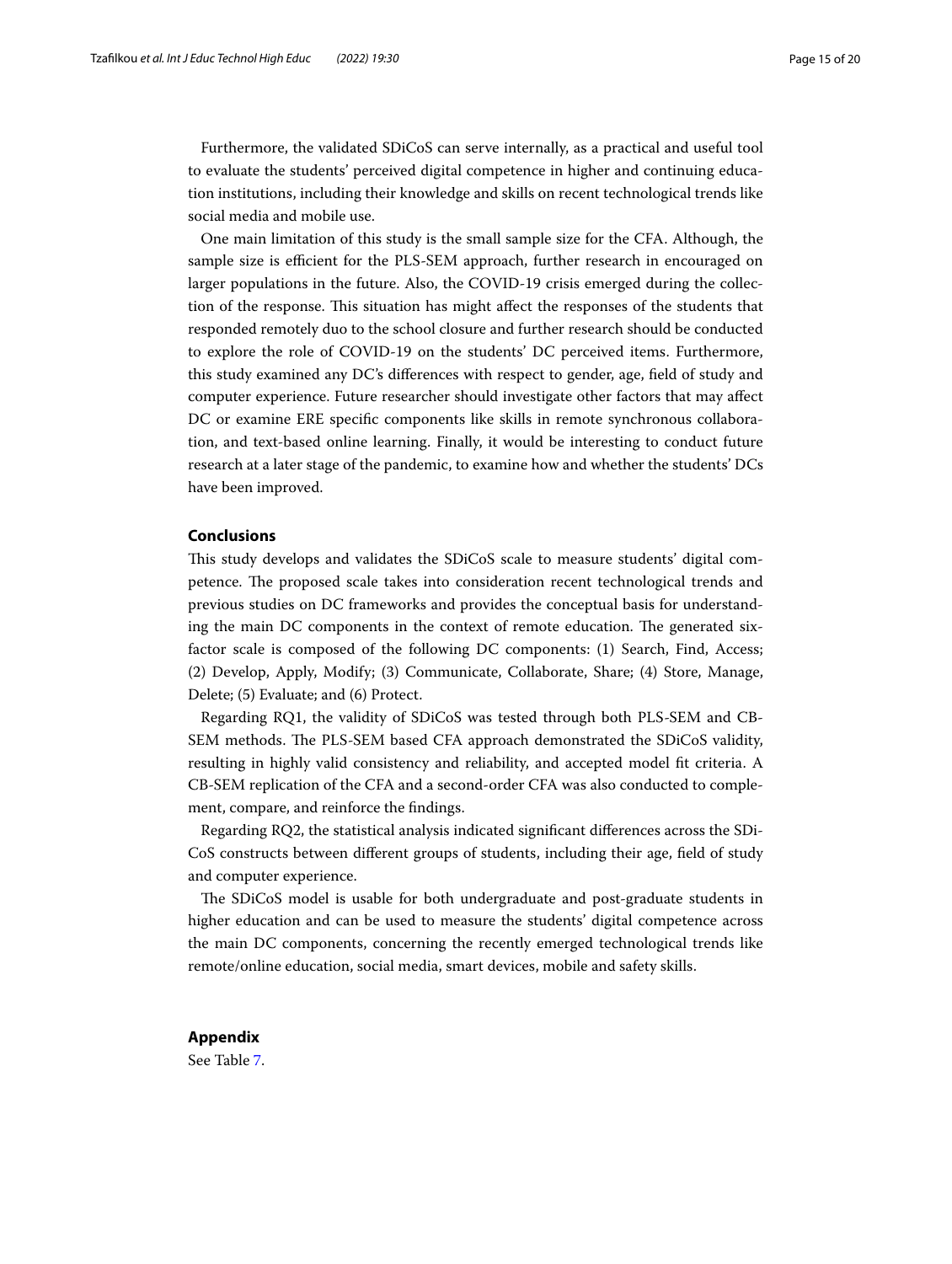Furthermore, the validated SDiCoS can serve internally, as a practical and useful tool to evaluate the students' perceived digital competence in higher and continuing education institutions, including their knowledge and skills on recent technological trends like social media and mobile use.

One main limitation of this study is the small sample size for the CFA. Although, the sample size is efficient for the PLS-SEM approach, further research in encouraged on larger populations in the future. Also, the COVID-19 crisis emerged during the collection of the response. This situation has might affect the responses of the students that responded remotely duo to the school closure and further research should be conducted to explore the role of COVID-19 on the students' DC perceived items. Furthermore, this study examined any DC's differences with respect to gender, age, field of study and computer experience. Future researcher should investigate other factors that may affect DC or examine ERE specific components like skills in remote synchronous collaboration, and text-based online learning. Finally, it would be interesting to conduct future research at a later stage of the pandemic, to examine how and whether the students' DCs have been improved.

## Conclusions

This study develops and validates the SDiCoS scale to measure students' digital competence. The proposed scale takes into consideration recent technological trends and previous studies on DC frameworks and provides the conceptual basis for understanding the main DC components in the context of remote education. The generated six-factor scale is composed of the following DC components: (1) Search, Find, Access; (2) Develop, Apply, Modify; (3) Communicate, Collaborate, Share; (4) Store, Manage, Delete; (5) Evaluate; and (6) Protect.

Regarding RQ1, the validity of SDiCoS was tested through both PLS-SEM and CB-SEM methods. The PLS-SEM based CFA approach demonstrated the SDiCoS validity, resulting in highly valid consistency and reliability, and accepted model fit criteria. A CB-SEM replication of the CFA and a second-order CFA was also conducted to complement, compare, and reinforce the findings.

Regarding RQ2, the statistical analysis indicated significant differences across the SDiCoS constructs between different groups of students, including their age, field of study and computer experience.

The SDiCoS model is usable for both undergraduate and post-graduate students in higher education and can be used to measure the students' digital competence across the main DC components, concerning the recently emerged technological trends like remote/online education, social media, smart devices, mobile and safety skills.

## Appendix

See Table 7.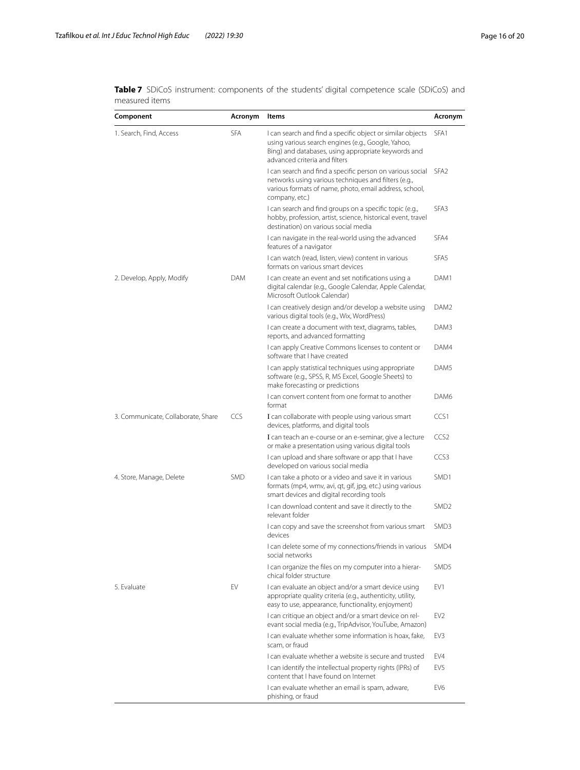**Table 7** SDiCoS instrument: components of the students' digital competence scale (SDiCoS) and measured items

| Component | Acronym | Items | Acronym |
|---|---|---|---|
| 1. Search, Find, Access | SFA | I can search and find a specific object or similar objects using various search engines (e.g., Google, Yahoo, Bing) and databases, using appropriate keywords and advanced criteria and filters | SFA1 |
| | | I can search and find a specific person on various social networks using various techniques and filters (e.g., various formats of name, photo, email address, school, company, etc.) | SFA2 |
| | | I can search and find groups on a specific topic (e.g., hobby, profession, artist, science, historical event, travel destination) on various social media | SFA3 |
| | | I can navigate in the real-world using the advanced features of a navigator | SFA4 |
| | | I can watch (read, listen, view) content in various formats on various smart devices | SFA5 |
| 2. Develop, Apply, Modify | DAM | I can create an event and set notifications using a digital calendar (e.g., Google Calendar, Apple Calendar, Microsoft Outlook Calendar) | DAM1 |
| | | I can creatively design and/or develop a website using various digital tools (e.g., Wix, WordPress) | DAM2 |
| | | I can create a document with text, diagrams, tables, reports, and advanced formatting | DAM3 |
| | | I can apply Creative Commons licenses to content or software that I have created | DAM4 |
| | | I can apply statistical techniques using appropriate software (e.g., SPSS, R, MS Excel, Google Sheets) to make forecasting or predictions | DAM5 |
| | | I can convert content from one format to another format | DAM6 |
| 3. Communicate, Collaborate, Share | CCS | I can collaborate with people using various smart devices, platforms, and digital tools | CCS1 |
| | | I can teach an e-course or an e-seminar, give a lecture or make a presentation using various digital tools | CCS2 |
| | | I can upload and share software or app that I have developed on various social media | CCS3 |
| 4. Store, Manage, Delete | SMD | I can take a photo or a video and save it in various formats (mp4, wmv, avi, qt, gif, jpg, etc.) using various smart devices and digital recording tools | SMD1 |
| | | I can download content and save it directly to the relevant folder | SMD2 |
| | | I can copy and save the screenshot from various smart devices | SMD3 |
| | | I can delete some of my connections/friends in various social networks | SMD4 |
| | | I can organize the files on my computer into a hierarchical folder structure | SMD5 |
| 5. Evaluate | EV | I can evaluate an object and/or a smart device using appropriate quality criteria (e.g., authenticity, utility, easy to use, appearance, functionality, enjoyment) | EV1 |
| | | I can critique an object and/or a smart device on relevant social media (e.g., TripAdvisor, YouTube, Amazon) | EV2 |
| | | I can evaluate whether some information is hoax, fake, scam, or fraud | EV3 |
| | | I can evaluate whether a website is secure and trusted | EV4 |
| | | I can identify the intellectual property rights (IPRs) of content that I have found on Internet | EV5 |
| | | I can evaluate whether an email is spam, adware, phishing, or fraud | EV6 |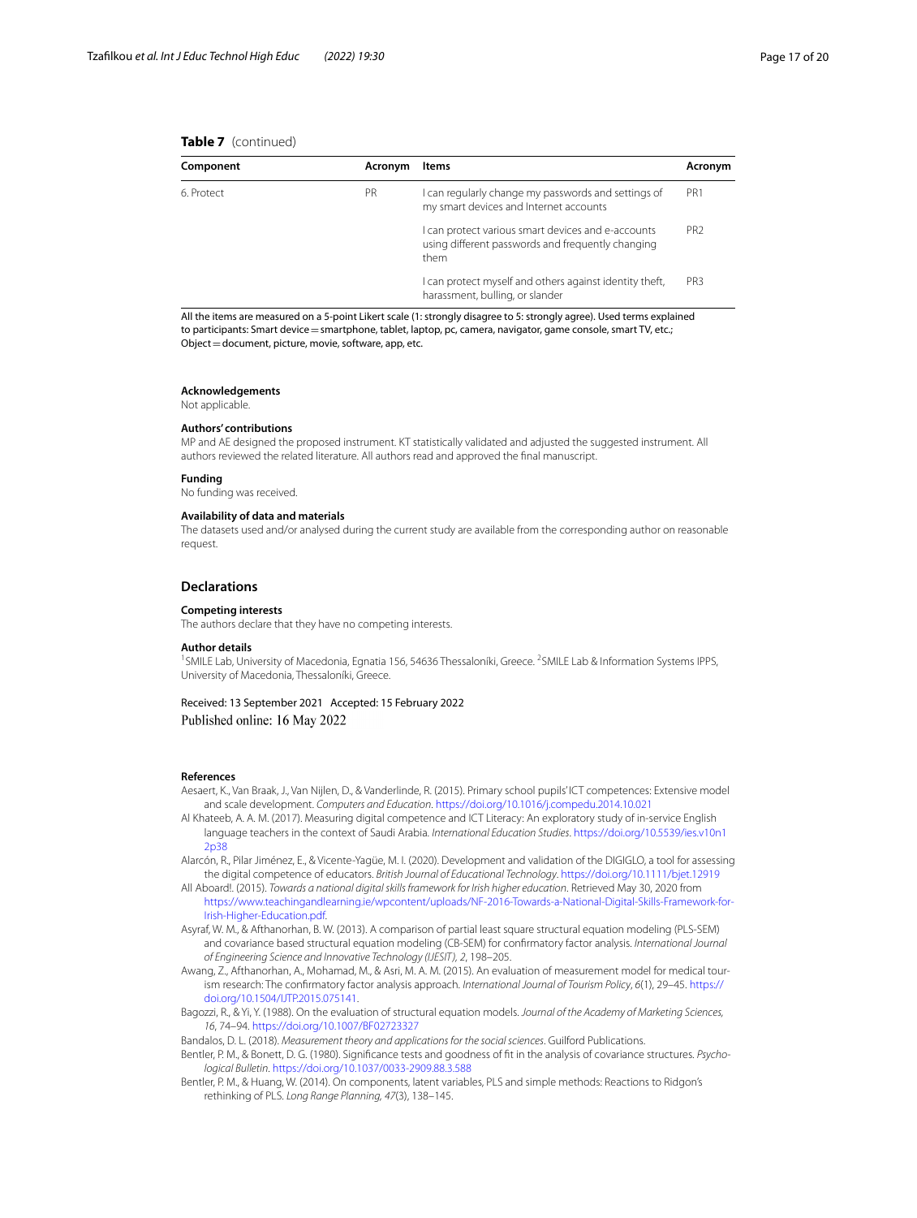**Table 7** (continued)

| Component | Acronym | Items | Acronym |
|---|---|---|---|
| 6. Protect | PR | I can regularly change my passwords and settings of my smart devices and Internet accounts | PR1 |
| | | I can protect various smart devices and e-accounts using different passwords and frequently changing them | PR2 |
| | | I can protect myself and others against identity theft, harassment, bulling, or slander | PR3 |

All the items are measured on a 5-point Likert scale (1: strongly disagree to 5: strongly agree). Used terms explained to participants: Smart device = smartphone, tablet, laptop, pc, camera, navigator, game console, smart TV, etc.; Object = document, picture, movie, software, app, etc.

#### Acknowledgements
Not applicable.

#### Authors' contributions
MP and AE designed the proposed instrument. KT statistically validated and adjusted the suggested instrument. All authors reviewed the related literature. All authors read and approved the final manuscript.

#### Funding
No funding was received.

#### Availability of data and materials
The datasets used and/or analysed during the current study are available from the corresponding author on reasonable request.

## Declarations

#### Competing interests
The authors declare that they have no competing interests.

#### Author details
[1]SMILE Lab, University of Macedonia, Egnatia 156, 54636 Thessaloníki, Greece. [2]SMILE Lab & Information Systems IPPS, University of Macedonia, Thessaloníki, Greece.

Received: 13 September 2021 Accepted: 15 February 2022
Published online: 16 May 2022

#### References

Aesaert, K., Van Braak, J., Van Nijlen, D., & Vanderlinde, R. (2015). Primary school pupils' ICT competences: Extensive model and scale development. *Computers and Education*. https://doi.org/10.1016/j.compedu.2014.10.021

Al Khateeb, A. A. M. (2017). Measuring digital competence and ICT Literacy: An exploratory study of in-service English language teachers in the context of Saudi Arabia. *International Education Studies*. https://doi.org/10.5539/ies.v10n12p38

Alarcón, R., Pilar Jiménez, E., & Vicente-Yagüe, M. I. (2020). Development and validation of the DIGIGLO, a tool for assessing the digital competence of educators. *British Journal of Educational Technology*. https://doi.org/10.1111/bjet.12919

All Aboard!. (2015). *Towards a national digital skills framework for Irish higher education*. Retrieved May 30, 2020 from https://www.teachingandlearning.ie/wpcontent/uploads/NF-2016-Towards-a-National-Digital-Skills-Framework-for-Irish-Higher-Education.pdf.

Asyraf, W. M., & Afthanorhan, B. W. (2013). A comparison of partial least square structural equation modeling (PLS-SEM) and covariance based structural equation modeling (CB-SEM) for confirmatory factor analysis. *International Journal of Engineering Science and Innovative Technology (IJESIT)*, *2*, 198–205.

Awang, Z., Afthanorhan, A., Mohamad, M., & Asri, M. A. M. (2015). An evaluation of measurement model for medical tourism research: The confirmatory factor analysis approach. *International Journal of Tourism Policy*, *6*(1), 29–45. https://doi.org/10.1504/IJTP.2015.075141.

Bagozzi, R., & Yi, Y. (1988). On the evaluation of structural equation models. *Journal of the Academy of Marketing Sciences*, *16*, 74–94. https://doi.org/10.1007/BF02723327

Bandalos, D. L. (2018). *Measurement theory and applications for the social sciences*. Guilford Publications.

Bentler, P. M., & Bonett, D. G. (1980). Significance tests and goodness of fit in the analysis of covariance structures. *Psychological Bulletin*. https://doi.org/10.1037/0033-2909.88.3.588

Bentler, P. M., & Huang, W. (2014). On components, latent variables, PLS and simple methods: Reactions to Ridgon's rethinking of PLS. *Long Range Planning*, *47*(3), 138–145.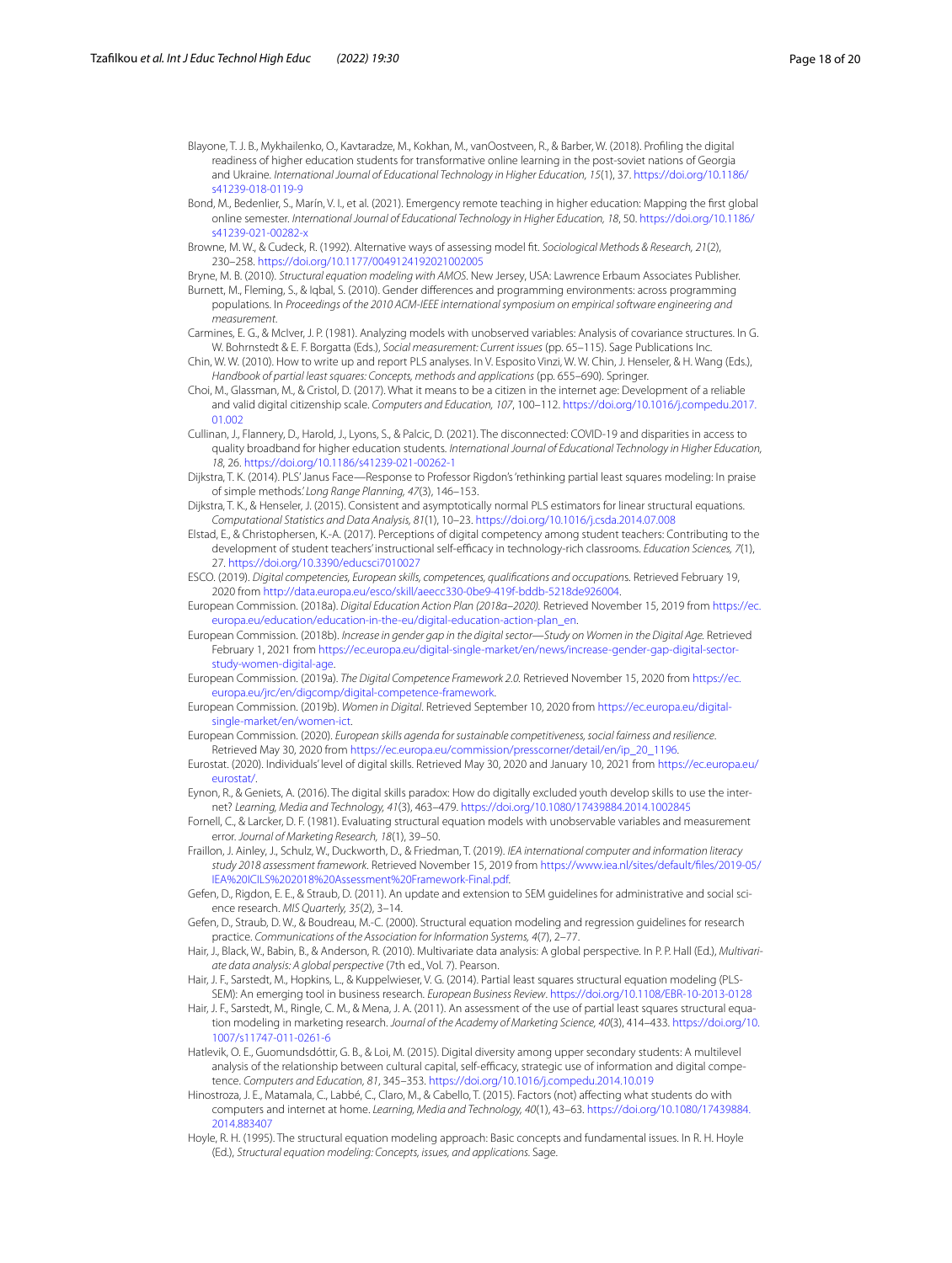Blayone, T. J. B., Mykhailenko, O., Kavtaradze, M., Kokhan, M., vanOostveen, R., & Barber, W. (2018). Profiling the digital readiness of higher education students for transformative online learning in the post-soviet nations of Georgia and Ukraine. *International Journal of Educational Technology in Higher Education, 15*(1), 37. https://doi.org/10.1186/s41239-018-0119-9

Bond, M., Bedenlier, S., Marín, V. I., et al. (2021). Emergency remote teaching in higher education: Mapping the first global online semester. *International Journal of Educational Technology in Higher Education, 18*, 50. https://doi.org/10.1186/s41239-021-00282-x

Browne, M. W., & Cudeck, R. (1992). Alternative ways of assessing model fit. *Sociological Methods & Research, 21*(2), 230–258. https://doi.org/10.1177/0049124192021002005

Bryne, M. B. (2010). *Structural equation modeling with AMOS*. New Jersey, USA: Lawrence Erbaum Associates Publisher.

Burnett, M., Fleming, S., & Iqbal, S. (2010). Gender differences and programming environments: across programming populations. In *Proceedings of the 2010 ACM-IEEE international symposium on empirical software engineering and measurement*.

Carmines, E. G., & McIver, J. P. (1981). Analyzing models with unobserved variables: Analysis of covariance structures. In G. W. Bohrnstedt & E. F. Borgatta (Eds.), *Social measurement: Current issues* (pp. 65–115). Sage Publications Inc.

Chin, W. W. (2010). How to write up and report PLS analyses. In V. Esposito Vinzi, W. W. Chin, J. Henseler, & H. Wang (Eds.), *Handbook of partial least squares: Concepts, methods and applications* (pp. 655–690). Springer.

Choi, M., Glassman, M., & Cristol, D. (2017). What it means to be a citizen in the internet age: Development of a reliable and valid digital citizenship scale. *Computers and Education, 107*, 100–112. https://doi.org/10.1016/j.compedu.2017.01.002

Cullinan, J., Flannery, D., Harold, J., Lyons, S., & Palcic, D. (2021). The disconnected: COVID-19 and disparities in access to quality broadband for higher education students. *International Journal of Educational Technology in Higher Education, 18*, 26. https://doi.org/10.1186/s41239-021-00262-1

Dijkstra, T. K. (2014). PLS' Janus Face—Response to Professor Rigdon's 'rethinking partial least squares modeling: In praise of simple methods.' *Long Range Planning, 47*(3), 146–153.

Dijkstra, T. K., & Henseler, J. (2015). Consistent and asymptotically normal PLS estimators for linear structural equations. *Computational Statistics and Data Analysis, 81*(1), 10–23. https://doi.org/10.1016/j.csda.2014.07.008

Elstad, E., & Christophersen, K.-A. (2017). Perceptions of digital competency among student teachers: Contributing to the development of student teachers' instructional self-efficacy in technology-rich classrooms. *Education Sciences, 7*(1), 27. https://doi.org/10.3390/educsci7010027

ESCO. (2019). *Digital competencies, European skills, competences, qualifications and occupations*. Retrieved February 19, 2020 from http://data.europa.eu/esco/skill/aeecc330-0be9-419f-bddb-5218de926004.

European Commission. (2018a). *Digital Education Action Plan (2018a–2020)*. Retrieved November 15, 2019 from https://ec.europa.eu/education/education-in-the-eu/digital-education-action-plan_en.

European Commission. (2018b). *Increase in gender gap in the digital sector—Study on Women in the Digital Age*. Retrieved February 1, 2021 from https://ec.europa.eu/digital-single-market/en/news/increase-gender-gap-digital-sector-study-women-digital-age.

European Commission. (2019a). *The Digital Competence Framework 2.0*. Retrieved November 15, 2020 from https://ec.europa.eu/jrc/en/digcomp/digital-competence-framework.

European Commission. (2019b). *Women in Digital*. Retrieved September 10, 2020 from https://ec.europa.eu/digital-single-market/en/women-ict.

European Commission. (2020). *European skills agenda for sustainable competitiveness, social fairness and resilience*. Retrieved May 30, 2020 from https://ec.europa.eu/commission/presscorner/detail/en/ip_20_1196.

Eurostat. (2020). Individuals' level of digital skills. Retrieved May 30, 2020 and January 10, 2021 from https://ec.europa.eu/eurostat/.

Eynon, R., & Geniets, A. (2016). The digital skills paradox: How do digitally excluded youth develop skills to use the internet? *Learning, Media and Technology, 41*(3), 463–479. https://doi.org/10.1080/17439884.2014.1002845

Fornell, C., & Larcker, D. F. (1981). Evaluating structural equation models with unobservable variables and measurement error. *Journal of Marketing Research, 18*(1), 39–50.

Fraillon, J. Ainley, J., Schulz, W., Duckworth, D., & Friedman, T. (2019). *IEA international computer and information literacy study 2018 assessment framework*. Retrieved November 15, 2019 from https://www.iea.nl/sites/default/files/2019-05/IEA%20ICILS%202018%20Assessment%20Framework-Final.pdf.

Gefen, D., Rigdon, E. E., & Straub, D. (2011). An update and extension to SEM guidelines for administrative and social science research. *MIS Quarterly, 35*(2), 3–14.

Gefen, D., Straub, D. W., & Boudreau, M.-C. (2000). Structural equation modeling and regression guidelines for research practice. *Communications of the Association for Information Systems, 4*(7), 2–77.

Hair, J., Black, W., Babin, B., & Anderson, R. (2010). Multivariate data analysis: A global perspective. In P. P. Hall (Ed.), *Multivariate data analysis: A global perspective* (7th ed., Vol. 7). Pearson.

Hair, J. F., Sarstedt, M., Hopkins, L., & Kuppelwieser, V. G. (2014). Partial least squares structural equation modeling (PLS-SEM): An emerging tool in business research. *European Business Review*. https://doi.org/10.1108/EBR-10-2013-0128

Hair, J. F., Sarstedt, M., Ringle, C. M., & Mena, J. A. (2011). An assessment of the use of partial least squares structural equation modeling in marketing research. *Journal of the Academy of Marketing Science, 40*(3), 414–433. https://doi.org/10.1007/s11747-011-0261-6

Hatlevik, O. E., Guomundsdóttir, G. B., & Loi, M. (2015). Digital diversity among upper secondary students: A multilevel analysis of the relationship between cultural capital, self-efficacy, strategic use of information and digital competence. *Computers and Education, 81*, 345–353. https://doi.org/10.1016/j.compedu.2014.10.019

Hinostroza, J. E., Matamala, C., Labbé, C., Claro, M., & Cabello, T. (2015). Factors (not) affecting what students do with computers and internet at home. *Learning, Media and Technology, 40*(1), 43–63. https://doi.org/10.1080/17439884.2014.883407

Hoyle, R. H. (1995). The structural equation modeling approach: Basic concepts and fundamental issues. In R. H. Hoyle (Ed.), *Structural equation modeling: Concepts, issues, and applications*. Sage.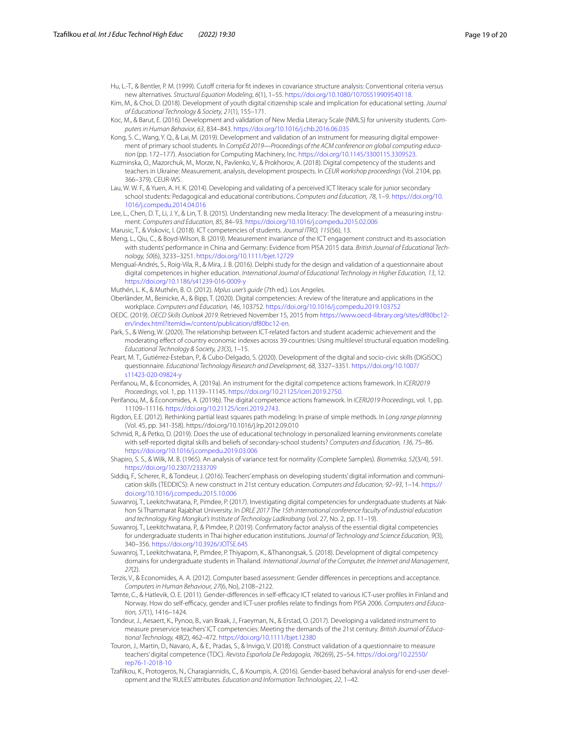Hu, L.-T., & Bentler, P. M. (1999). Cutoff criteria for fit indexes in covariance structure analysis: Conventional criteria versus new alternatives. *Structural Equation Modeling*, *6*(1), 1–55. https://doi.org/10.1080/10705519909540118.

Kim, M., & Choi, D. (2018). Development of youth digital citizenship scale and implication for educational setting. *Journal of Educational Technology & Society*, *21*(1), 155–171.

Koc, M., & Barut, E. (2016). Development and validation of New Media Literacy Scale (NMLS) for university students. *Computers in Human Behavior*, *63*, 834–843. https://doi.org/10.1016/j.chb.2016.06.035

Kong, S. C., Wang, Y. Q., & Lai, M. (2019). Development and validation of an instrument for measuring digital empowerment of primary school students. In *CompEd 2019—Proceedings of the ACM conference on global computing education* (pp. 172–177). Association for Computing Machinery, Inc. https://doi.org/10.1145/3300115.3309523.

Kuzminska, O., Mazorchuk, M., Morze, N., Pavlenko, V., & Prokhorov, A. (2018). Digital competency of the students and teachers in Ukraine: Measurement, analysis, development prospects. In *CEUR workshop proceedings* (Vol. 2104, pp. 366–379). CEUR-WS.

Lau, W. W. F., & Yuen, A. H. K. (2014). Developing and validating of a perceived ICT literacy scale for junior secondary school students: Pedagogical and educational contributions. *Computers and Education*, *78*, 1–9. https://doi.org/10.1016/j.compedu.2014.04.016

Lee, L., Chen, D. T., Li, J. Y., & Lin, T. B. (2015). Understanding new media literacy: The development of a measuring instrument. *Computers and Education*, *85*, 84–93. https://doi.org/10.1016/j.compedu.2015.02.006

Marusic, T., & Viskovic, I. (2018). ICT competencies of students. *Journal ITRO*, *115*(56), 13.

Meng, L., Qiu, C., & Boyd-Wilson, B. (2019). Measurement invariance of the ICT engagement construct and its association with students' performance in China and Germany: Evidence from PISA 2015 data. *British Journal of Educational Technology*, *50*(6), 3233–3251. https://doi.org/10.1111/bjet.12729

Mengual-Andrés, S., Roig-Vila, R., & Mira, J. B. (2016). Delphi study for the design and validation of a questionnaire about digital competences in higher education. *International Journal of Educational Technology in Higher Education*, *13*, 12. https://doi.org/10.1186/s41239-016-0009-y

Muthén, L. K., & Muthén, B. O. (2012). *Mplus user's guide* (7th ed.). Los Angeles.

Oberländer, M., Beinicke, A., & Bipp, T. (2020). Digital competencies: A review of the literature and applications in the workplace. *Computers and Education*, *146*, 103752. https://doi.org/10.1016/j.compedu.2019.103752

OEDC. (2019). *OECD Skills Outlook 2019*. Retrieved November 15, 2015 from https://www.oecd-ilibrary.org/sites/df80bc12-en/index.html?itemId=/content/publication/df80bc12-en.

Park, S., & Weng, W. (2020). The relationship between ICT-related factors and student academic achievement and the moderating effect of country economic indexes across 39 countries: Using multilevel structural equation modelling. *Educational Technology & Society*, *23*(3), 1–15.

Peart, M. T., Gutiérrez-Esteban, P., & Cubo-Delgado, S. (2020). Development of the digital and socio-civic skills (DIGISOC) questionnaire. *Educational Technology Research and Development*, *68*, 3327–3351. https://doi.org/10.1007/s11423-020-09824-y

Perifanou, M., & Economides, A. (2019a). An instrument for the digital competence actions framework. In *ICERI2019 Proceedings*, vol. 1, pp. 11139–11145. https://doi.org/10.21125/iceri.2019.2750.

Perifanou, M., & Economides, A. (2019b). The digital competence actions framework. In *ICERI2019 Proceedings*, vol. 1, pp. 11109–11116. https://doi.org/10.21125/iceri.2019.2743.

Rigdon, E.E. (2012). Rethinking partial least squares path modeling: In praise of simple methods. In *Long range planning* (Vol. 45, pp. 341-358). https://doi.org/10.1016/j.lrp.2012.09.010

Schmid, R., & Petko, D. (2019). Does the use of educational technology in personalized learning environments correlate with self-reported digital skills and beliefs of secondary-school students? *Computers and Education*, *136*, 75–86. https://doi.org/10.1016/j.compedu.2019.03.006

Shapiro, S. S., & Wilk, M. B. (1965). An analysis of variance test for normality (Complete Samples). *Biometrika*, *52*(3/4), 591. https://doi.org/10.2307/2333709

Siddiq, F., Scherer, R., & Tondeur, J. (2016). Teachers' emphasis on developing students' digital information and communication skills (TEDDICS): A new construct in 21st century education. *Computers and Education*, *92–93*, 1–14. https://doi.org/10.1016/j.compedu.2015.10.006

Suwanroj, T., Leekitchwatana, P., Pimdee, P. (2017). Investigating digital competencies for undergraduate students at Nakhon Si Thammarat Rajabhat University. In *DRLE 2017 The 15th international conference faculty of industrial education and technology King Mongkut's Institute of Technology Ladkrabang* (vol. 27, No. 2, pp. 11–19).

Suwanroj, T., Leekitchwatana, P., & Pimdee, P. (2019). Confirmatory factor analysis of the essential digital competencies for undergraduate students in Thai higher education institutions. *Journal of Technology and Science Education*, *9*(3), 340–356. https://doi.org/10.3926/JOTSE.645

Suwanroj, T., Leekitchwatana, P., Pimdee, P. Thiyaporn, K., &Thanongsak, S. (2018). Development of digital competency domains for undergraduate students in Thailand. *International Journal of the Computer, the Internet and Management*, *27*(2).

Terzis, V., & Economides, A. A. (2012). Computer based assessment: Gender differences in perceptions and acceptance. *Computers in Human Behaviour*, *27*(6, No), 2108–2122.

Tømte, C., & Hatlevik, O. E. (2011). Gender-differences in self-efficacy ICT related to various ICT-user profiles in Finland and Norway. How do self-efficacy, gender and ICT-user profiles relate to findings from PISA 2006. *Computers and Education*, *57*(1), 1416–1424.

Tondeur, J., Aesaert, K., Pynoo, B., van Braak, J., Fraeyman, N., & Erstad, O. (2017). Developing a validated instrument to measure preservice teachers' ICT competencies: Meeting the demands of the 21st century. *British Journal of Educational Technology*, *48*(2), 462–472. https://doi.org/10.1111/bjet.12380

Touron, J., Martin, D., Navaro, A., & E., Pradas, S., & Invigo, V. (2018). Construct validation of a questionnaire to measure teachers' digital competence (TDC). *Revista Española De Pedagogía*, *76*(269), 25–54. https://doi.org/10.22550/rep76-1-2018-10

Tzafilkou, K., Protogeros, N., Charagiannidis, C., & Koumpis, A. (2016). Gender-based behavioral analysis for end-user development and the 'RULES' attributes. *Education and Information Technologies*, *22*, 1–42.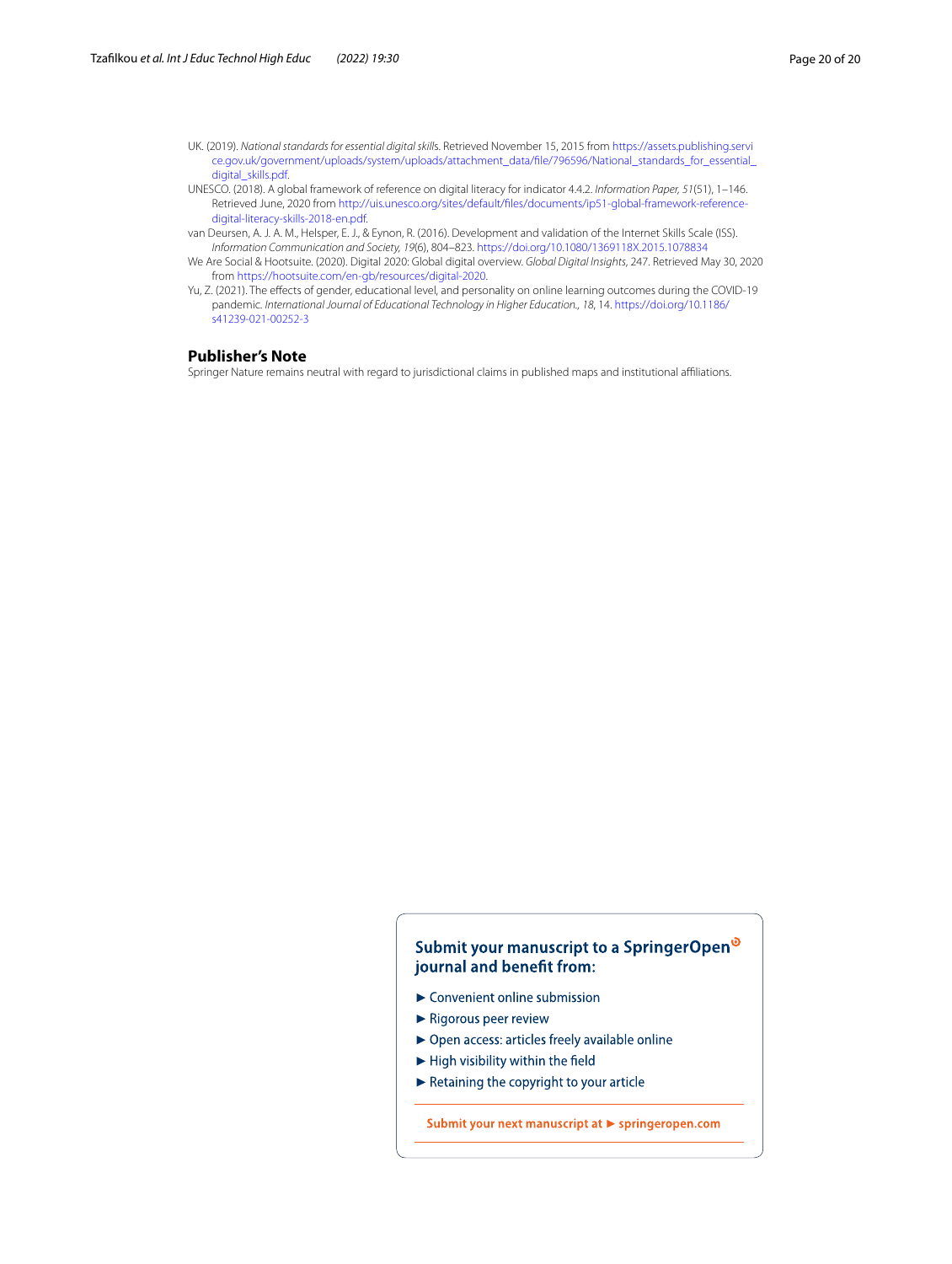UK. (2019). *National standards for essential digital skills*. Retrieved November 15, 2015 from https://assets.publishing.service.gov.uk/government/uploads/system/uploads/attachment_data/file/796596/National_standards_for_essential_digital_skills.pdf.

UNESCO. (2018). A global framework of reference on digital literacy for indicator 4.4.2. *Information Paper, 51*(51), 1–146. Retrieved June, 2020 from http://uis.unesco.org/sites/default/files/documents/ip51-global-framework-reference-digital-literacy-skills-2018-en.pdf.

van Deursen, A. J. A. M., Helsper, E. J., & Eynon, R. (2016). Development and validation of the Internet Skills Scale (ISS). *Information Communication and Society, 19*(6), 804–823. https://doi.org/10.1080/1369118X.2015.1078834

We Are Social & Hootsuite. (2020). Digital 2020: Global digital overview. *Global Digital Insights*, 247. Retrieved May 30, 2020 from https://hootsuite.com/en-gb/resources/digital-2020.

Yu, Z. (2021). The effects of gender, educational level, and personality on online learning outcomes during the COVID-19 pandemic. *International Journal of Educational Technology in Higher Education., 18*, 14. https://doi.org/10.1186/s41239-021-00252-3

## Publisher's Note

Springer Nature remains neutral with regard to jurisdictional claims in published maps and institutional affiliations.

**Submit your manuscript to a SpringerOpen journal and benefit from:**

- ► Convenient online submission
- ► Rigorous peer review
- ► Open access: articles freely available online
- ► High visibility within the field
- ► Retaining the copyright to your article

**Submit your next manuscript at ► springeropen.com**